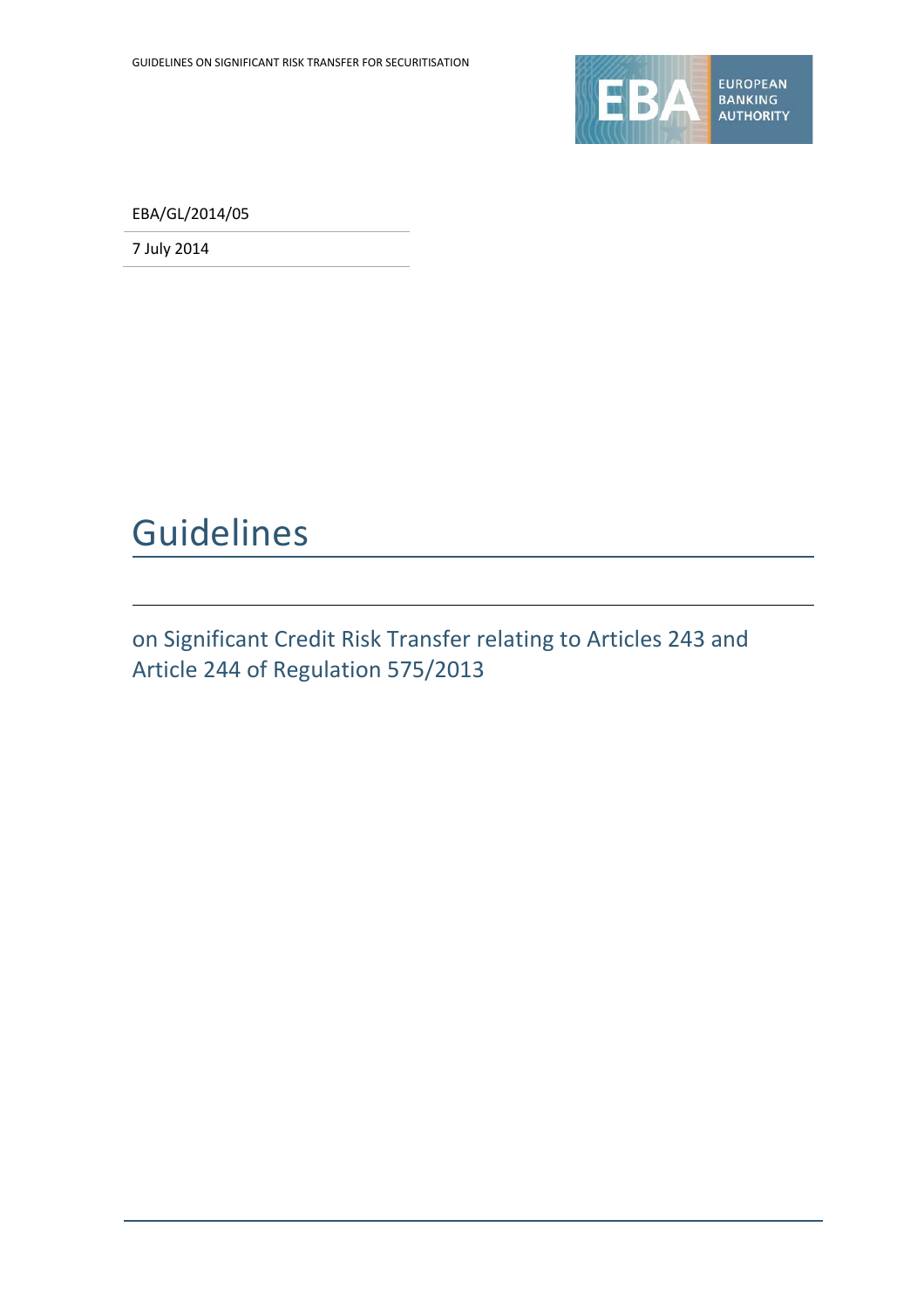EBA/GL/2014/05

7 July 2014

# Guidelines

## on Significant Credit Risk Transfer relating to Articles 243 and Article 244 of Regulation 575/2013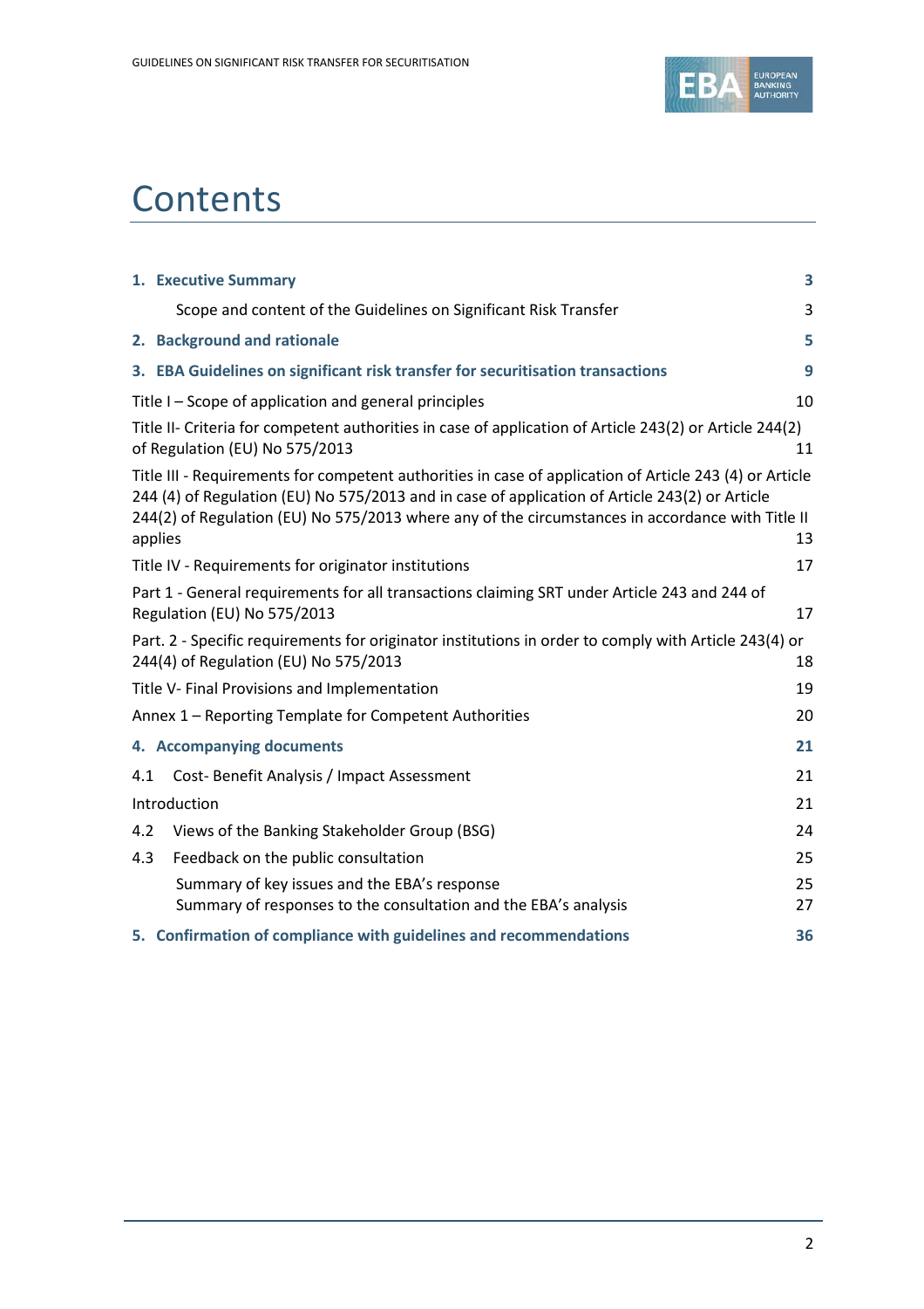# Contents

| | |
|---|---|
| **1. Executive Summary** | **3** |
| Scope and content of the Guidelines on Significant Risk Transfer | 3 |
| **2. Background and rationale** | **5** |
| **3. EBA Guidelines on significant risk transfer for securitisation transactions** | **9** |
| Title I – Scope of application and general principles | 10 |
| Title II- Criteria for competent authorities in case of application of Article 243(2) or Article 244(2) of Regulation (EU) No 575/2013 | 11 |
| Title III - Requirements for competent authorities in case of application of Article 243 (4) or Article 244 (4) of Regulation (EU) No 575/2013 and in case of application of Article 243(2) or Article 244(2) of Regulation (EU) No 575/2013 where any of the circumstances in accordance with Title II applies | 13 |
| Title IV - Requirements for originator institutions | 17 |
| Part 1 - General requirements for all transactions claiming SRT under Article 243 and 244 of Regulation (EU) No 575/2013 | 17 |
| Part. 2 - Specific requirements for originator institutions in order to comply with Article 243(4) or 244(4) of Regulation (EU) No 575/2013 | 18 |
| Title V- Final Provisions and Implementation | 19 |
| Annex 1 – Reporting Template for Competent Authorities | 20 |
| **4. Accompanying documents** | **21** |
| 4.1 Cost- Benefit Analysis / Impact Assessment | 21 |
| Introduction | 21 |
| 4.2 Views of the Banking Stakeholder Group (BSG) | 24 |
| 4.3 Feedback on the public consultation | 25 |
| Summary of key issues and the EBA's response | 25 |
| Summary of responses to the consultation and the EBA's analysis | 27 |
| **5. Confirmation of compliance with guidelines and recommendations** | **36** |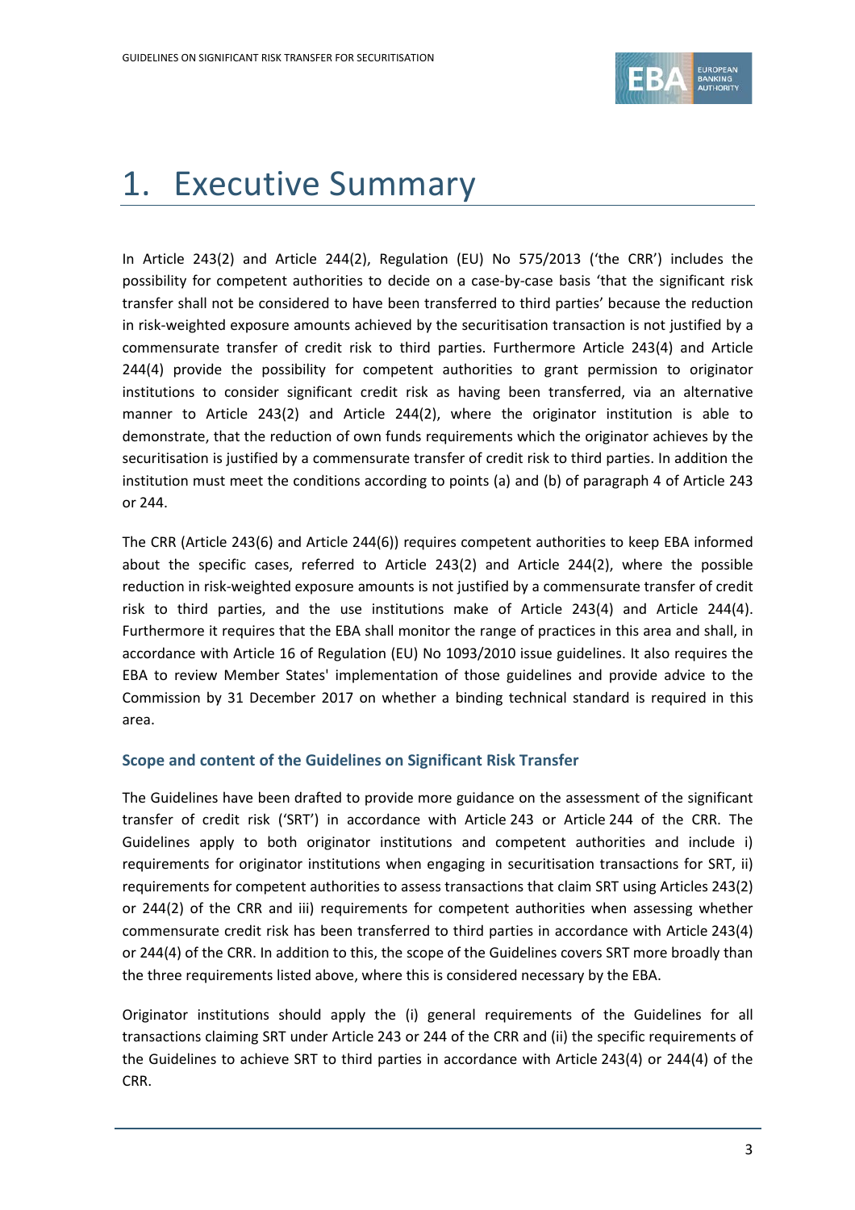# 1. Executive Summary

In Article 243(2) and Article 244(2), Regulation (EU) No 575/2013 ('the CRR') includes the possibility for competent authorities to decide on a case-by-case basis 'that the significant risk transfer shall not be considered to have been transferred to third parties' because the reduction in risk-weighted exposure amounts achieved by the securitisation transaction is not justified by a commensurate transfer of credit risk to third parties. Furthermore Article 243(4) and Article 244(4) provide the possibility for competent authorities to grant permission to originator institutions to consider significant credit risk as having been transferred, via an alternative manner to Article 243(2) and Article 244(2), where the originator institution is able to demonstrate, that the reduction of own funds requirements which the originator achieves by the securitisation is justified by a commensurate transfer of credit risk to third parties. In addition the institution must meet the conditions according to points (a) and (b) of paragraph 4 of Article 243 or 244.

The CRR (Article 243(6) and Article 244(6)) requires competent authorities to keep EBA informed about the specific cases, referred to Article 243(2) and Article 244(2), where the possible reduction in risk-weighted exposure amounts is not justified by a commensurate transfer of credit risk to third parties, and the use institutions make of Article 243(4) and Article 244(4). Furthermore it requires that the EBA shall monitor the range of practices in this area and shall, in accordance with Article 16 of Regulation (EU) No 1093/2010 issue guidelines. It also requires the EBA to review Member States' implementation of those guidelines and provide advice to the Commission by 31 December 2017 on whether a binding technical standard is required in this area.

### Scope and content of the Guidelines on Significant Risk Transfer

The Guidelines have been drafted to provide more guidance on the assessment of the significant transfer of credit risk ('SRT') in accordance with Article 243 or Article 244 of the CRR. The Guidelines apply to both originator institutions and competent authorities and include i) requirements for originator institutions when engaging in securitisation transactions for SRT, ii) requirements for competent authorities to assess transactions that claim SRT using Articles 243(2) or 244(2) of the CRR and iii) requirements for competent authorities when assessing whether commensurate credit risk has been transferred to third parties in accordance with Article 243(4) or 244(4) of the CRR. In addition to this, the scope of the Guidelines covers SRT more broadly than the three requirements listed above, where this is considered necessary by the EBA.

Originator institutions should apply the (i) general requirements of the Guidelines for all transactions claiming SRT under Article 243 or 244 of the CRR and (ii) the specific requirements of the Guidelines to achieve SRT to third parties in accordance with Article 243(4) or 244(4) of the CRR.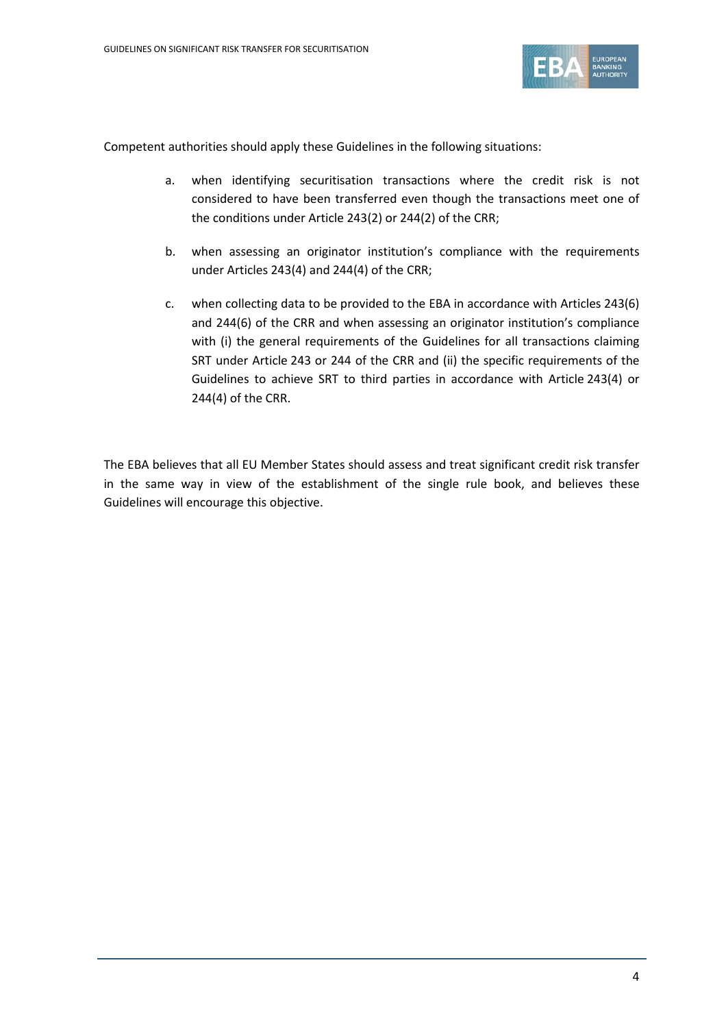Competent authorities should apply these Guidelines in the following situations:

a. when identifying securitisation transactions where the credit risk is not considered to have been transferred even though the transactions meet one of the conditions under Article 243(2) or 244(2) of the CRR;

b. when assessing an originator institution's compliance with the requirements under Articles 243(4) and 244(4) of the CRR;

c. when collecting data to be provided to the EBA in accordance with Articles 243(6) and 244(6) of the CRR and when assessing an originator institution's compliance with (i) the general requirements of the Guidelines for all transactions claiming SRT under Article 243 or 244 of the CRR and (ii) the specific requirements of the Guidelines to achieve SRT to third parties in accordance with Article 243(4) or 244(4) of the CRR.

The EBA believes that all EU Member States should assess and treat significant credit risk transfer in the same way in view of the establishment of the single rule book, and believes these Guidelines will encourage this objective.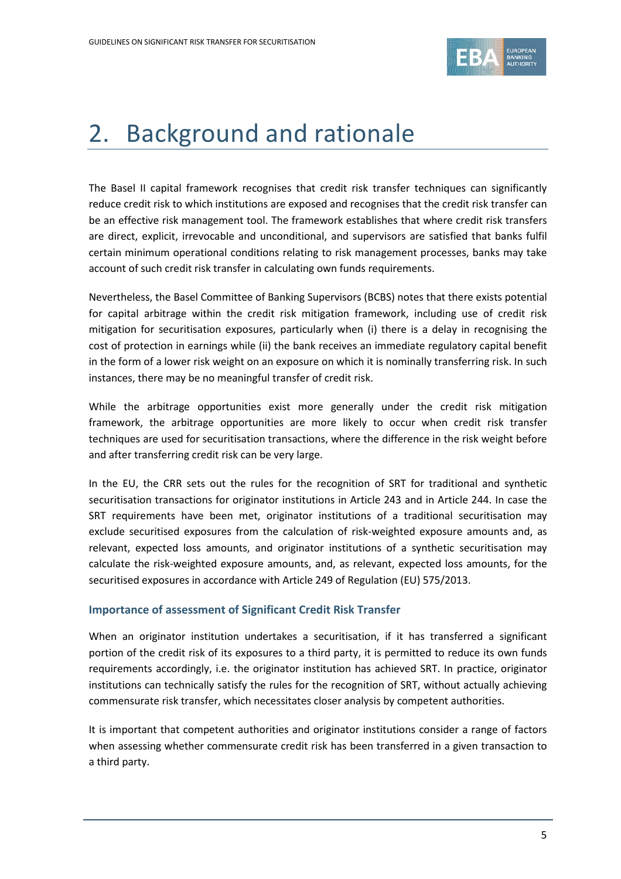# 2. Background and rationale

The Basel II capital framework recognises that credit risk transfer techniques can significantly reduce credit risk to which institutions are exposed and recognises that the credit risk transfer can be an effective risk management tool. The framework establishes that where credit risk transfers are direct, explicit, irrevocable and unconditional, and supervisors are satisfied that banks fulfil certain minimum operational conditions relating to risk management processes, banks may take account of such credit risk transfer in calculating own funds requirements.

Nevertheless, the Basel Committee of Banking Supervisors (BCBS) notes that there exists potential for capital arbitrage within the credit risk mitigation framework, including use of credit risk mitigation for securitisation exposures, particularly when (i) there is a delay in recognising the cost of protection in earnings while (ii) the bank receives an immediate regulatory capital benefit in the form of a lower risk weight on an exposure on which it is nominally transferring risk. In such instances, there may be no meaningful transfer of credit risk.

While the arbitrage opportunities exist more generally under the credit risk mitigation framework, the arbitrage opportunities are more likely to occur when credit risk transfer techniques are used for securitisation transactions, where the difference in the risk weight before and after transferring credit risk can be very large.

In the EU, the CRR sets out the rules for the recognition of SRT for traditional and synthetic securitisation transactions for originator institutions in Article 243 and in Article 244. In case the SRT requirements have been met, originator institutions of a traditional securitisation may exclude securitised exposures from the calculation of risk-weighted exposure amounts and, as relevant, expected loss amounts, and originator institutions of a synthetic securitisation may calculate the risk-weighted exposure amounts, and, as relevant, expected loss amounts, for the securitised exposures in accordance with Article 249 of Regulation (EU) 575/2013.

### Importance of assessment of Significant Credit Risk Transfer

When an originator institution undertakes a securitisation, if it has transferred a significant portion of the credit risk of its exposures to a third party, it is permitted to reduce its own funds requirements accordingly, i.e. the originator institution has achieved SRT. In practice, originator institutions can technically satisfy the rules for the recognition of SRT, without actually achieving commensurate risk transfer, which necessitates closer analysis by competent authorities.

It is important that competent authorities and originator institutions consider a range of factors when assessing whether commensurate credit risk has been transferred in a given transaction to a third party.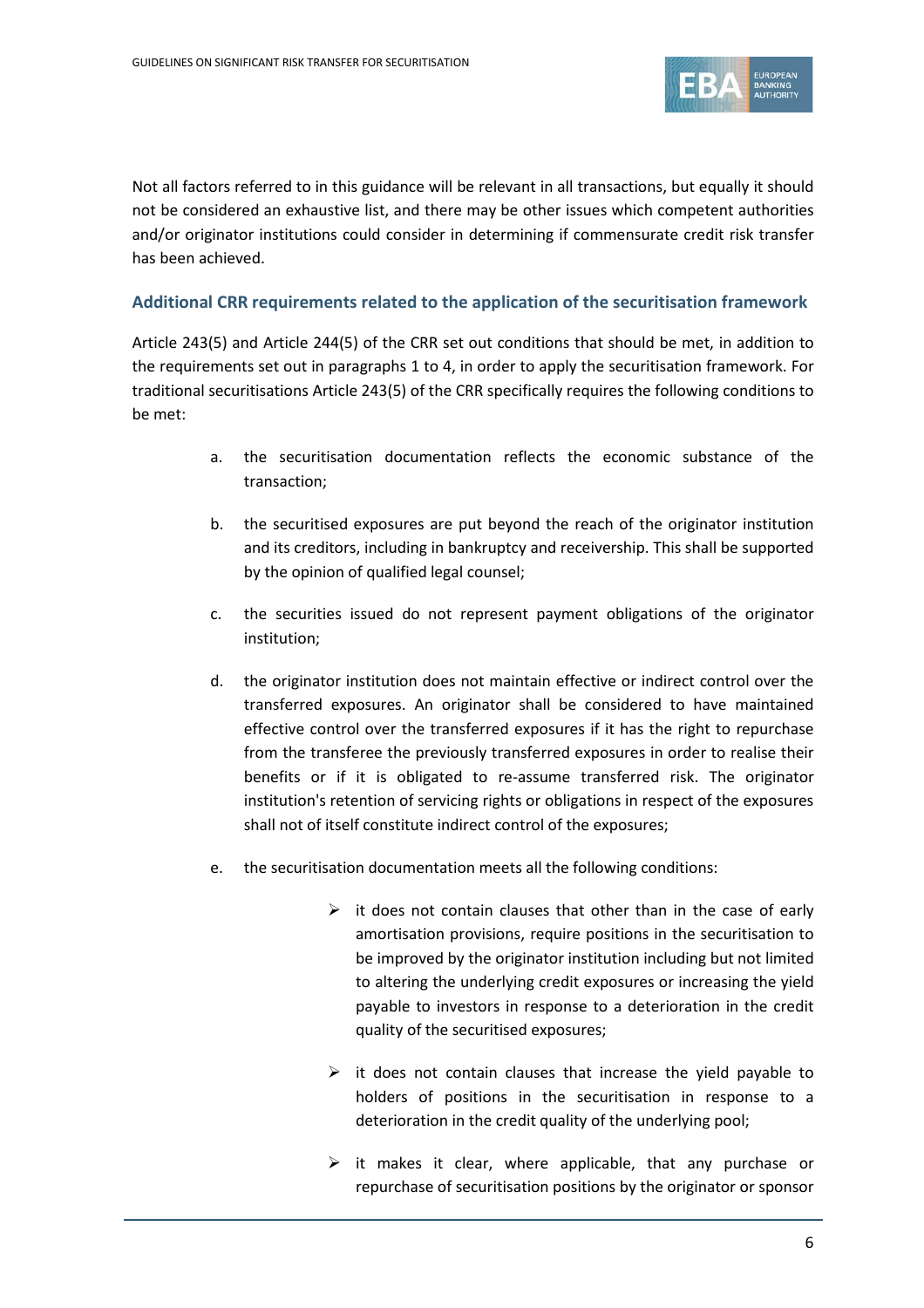Not all factors referred to in this guidance will be relevant in all transactions, but equally it should not be considered an exhaustive list, and there may be other issues which competent authorities and/or originator institutions could consider in determining if commensurate credit risk transfer has been achieved.

### Additional CRR requirements related to the application of the securitisation framework

Article 243(5) and Article 244(5) of the CRR set out conditions that should be met, in addition to the requirements set out in paragraphs 1 to 4, in order to apply the securitisation framework. For traditional securitisations Article 243(5) of the CRR specifically requires the following conditions to be met:

a. the securitisation documentation reflects the economic substance of the transaction;

b. the securitised exposures are put beyond the reach of the originator institution and its creditors, including in bankruptcy and receivership. This shall be supported by the opinion of qualified legal counsel;

c. the securities issued do not represent payment obligations of the originator institution;

d. the originator institution does not maintain effective or indirect control over the transferred exposures. An originator shall be considered to have maintained effective control over the transferred exposures if it has the right to repurchase from the transferee the previously transferred exposures in order to realise their benefits or if it is obligated to re-assume transferred risk. The originator institution's retention of servicing rights or obligations in respect of the exposures shall not of itself constitute indirect control of the exposures;

e. the securitisation documentation meets all the following conditions:

   - it does not contain clauses that other than in the case of early amortisation provisions, require positions in the securitisation to be improved by the originator institution including but not limited to altering the underlying credit exposures or increasing the yield payable to investors in response to a deterioration in the credit quality of the securitised exposures;
   - it does not contain clauses that increase the yield payable to holders of positions in the securitisation in response to a deterioration in the credit quality of the underlying pool;
   - it makes it clear, where applicable, that any purchase or repurchase of securitisation positions by the originator or sponsor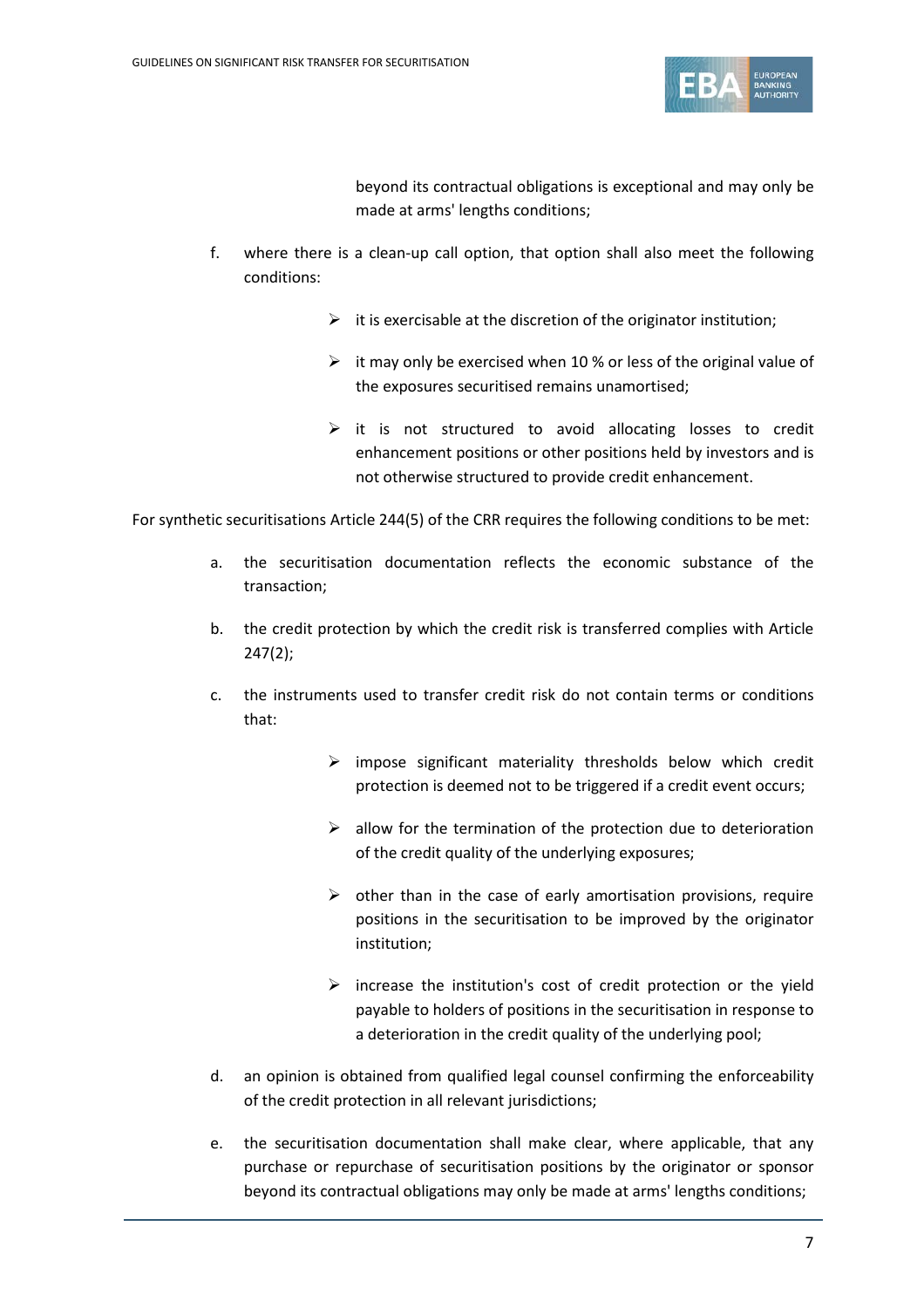beyond its contractual obligations is exceptional and may only be made at arms' lengths conditions;

f. where there is a clean-up call option, that option shall also meet the following conditions:

   - it is exercisable at the discretion of the originator institution;
   - it may only be exercised when 10 % or less of the original value of the exposures securitised remains unamortised;
   - it is not structured to avoid allocating losses to credit enhancement positions or other positions held by investors and is not otherwise structured to provide credit enhancement.

For synthetic securitisations Article 244(5) of the CRR requires the following conditions to be met:

a. the securitisation documentation reflects the economic substance of the transaction;

b. the credit protection by which the credit risk is transferred complies with Article 247(2);

c. the instruments used to transfer credit risk do not contain terms or conditions that:

   - impose significant materiality thresholds below which credit protection is deemed not to be triggered if a credit event occurs;
   - allow for the termination of the protection due to deterioration of the credit quality of the underlying exposures;
   - other than in the case of early amortisation provisions, require positions in the securitisation to be improved by the originator institution;
   - increase the institution's cost of credit protection or the yield payable to holders of positions in the securitisation in response to a deterioration in the credit quality of the underlying pool;

d. an opinion is obtained from qualified legal counsel confirming the enforceability of the credit protection in all relevant jurisdictions;

e. the securitisation documentation shall make clear, where applicable, that any purchase or repurchase of securitisation positions by the originator or sponsor beyond its contractual obligations may only be made at arms' lengths conditions;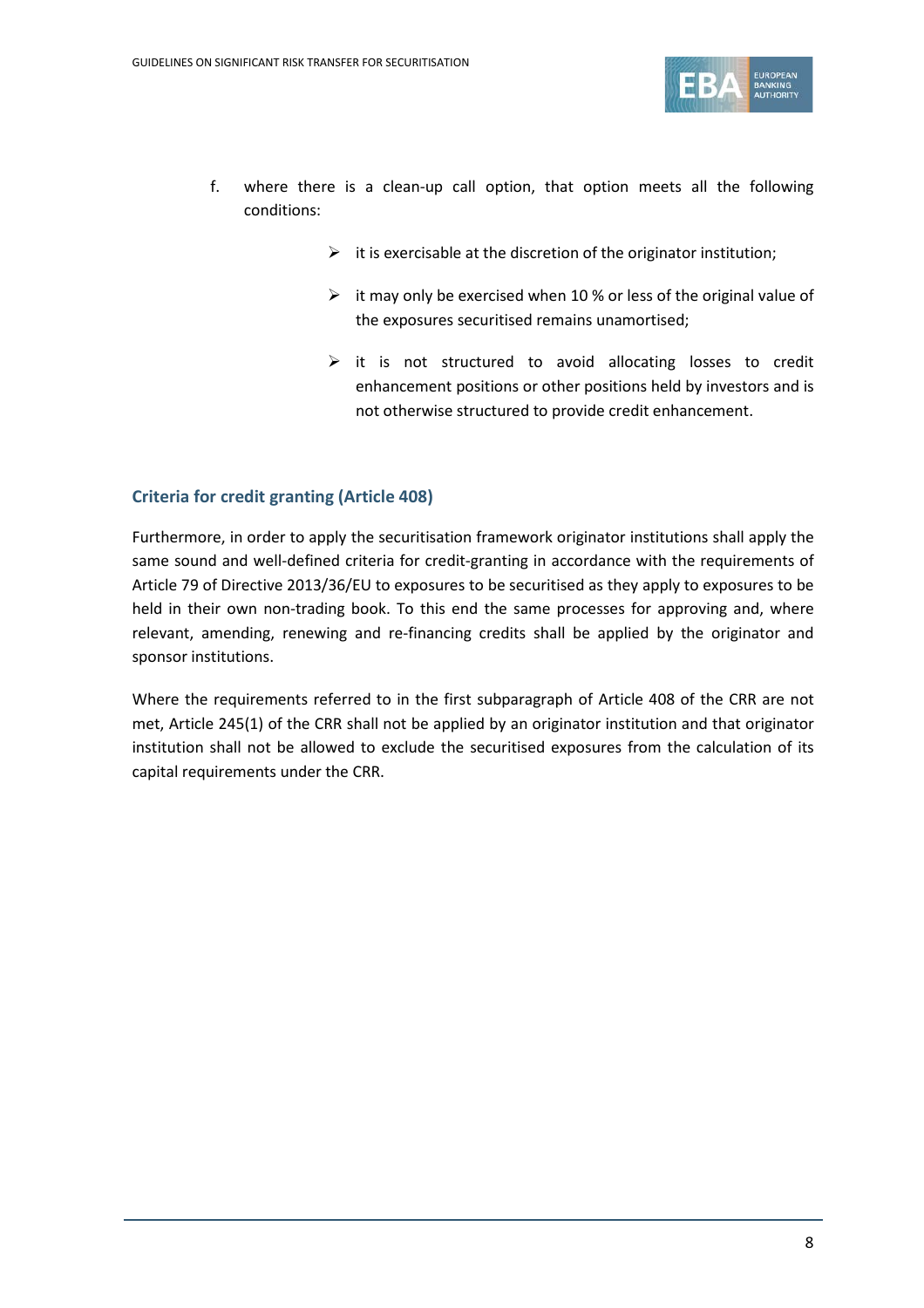f. where there is a clean-up call option, that option meets all the following conditions:

- it is exercisable at the discretion of the originator institution;
- it may only be exercised when 10 % or less of the original value of the exposures securitised remains unamortised;
- it is not structured to avoid allocating losses to credit enhancement positions or other positions held by investors and is not otherwise structured to provide credit enhancement.

### Criteria for credit granting (Article 408)

Furthermore, in order to apply the securitisation framework originator institutions shall apply the same sound and well-defined criteria for credit-granting in accordance with the requirements of Article 79 of Directive 2013/36/EU to exposures to be securitised as they apply to exposures to be held in their own non-trading book. To this end the same processes for approving and, where relevant, amending, renewing and re-financing credits shall be applied by the originator and sponsor institutions.

Where the requirements referred to in the first subparagraph of Article 408 of the CRR are not met, Article 245(1) of the CRR shall not be applied by an originator institution and that originator institution shall not be allowed to exclude the securitised exposures from the calculation of its capital requirements under the CRR.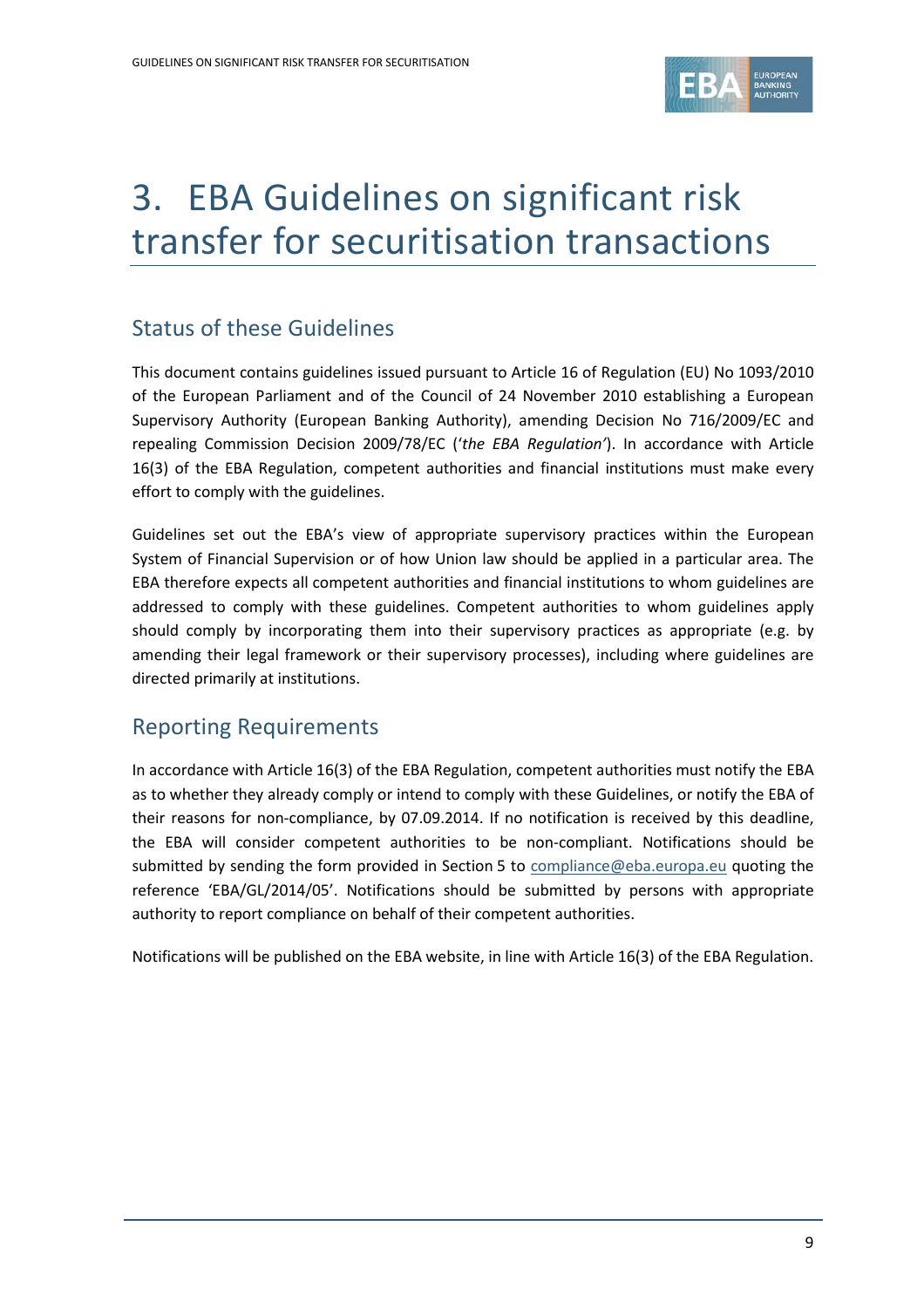# 3. EBA Guidelines on significant risk transfer for securitisation transactions

## Status of these Guidelines

This document contains guidelines issued pursuant to Article 16 of Regulation (EU) No 1093/2010 of the European Parliament and of the Council of 24 November 2010 establishing a European Supervisory Authority (European Banking Authority), amending Decision No 716/2009/EC and repealing Commission Decision 2009/78/EC (*'the EBA Regulation'*). In accordance with Article 16(3) of the EBA Regulation, competent authorities and financial institutions must make every effort to comply with the guidelines.

Guidelines set out the EBA's view of appropriate supervisory practices within the European System of Financial Supervision or of how Union law should be applied in a particular area. The EBA therefore expects all competent authorities and financial institutions to whom guidelines are addressed to comply with these guidelines. Competent authorities to whom guidelines apply should comply by incorporating them into their supervisory practices as appropriate (e.g. by amending their legal framework or their supervisory processes), including where guidelines are directed primarily at institutions.

## Reporting Requirements

In accordance with Article 16(3) of the EBA Regulation, competent authorities must notify the EBA as to whether they already comply or intend to comply with these Guidelines, or notify the EBA of their reasons for non-compliance, by 07.09.2014. If no notification is received by this deadline, the EBA will consider competent authorities to be non-compliant. Notifications should be submitted by sending the form provided in Section 5 to compliance@eba.europa.eu quoting the reference 'EBA/GL/2014/05'. Notifications should be submitted by persons with appropriate authority to report compliance on behalf of their competent authorities.

Notifications will be published on the EBA website, in line with Article 16(3) of the EBA Regulation.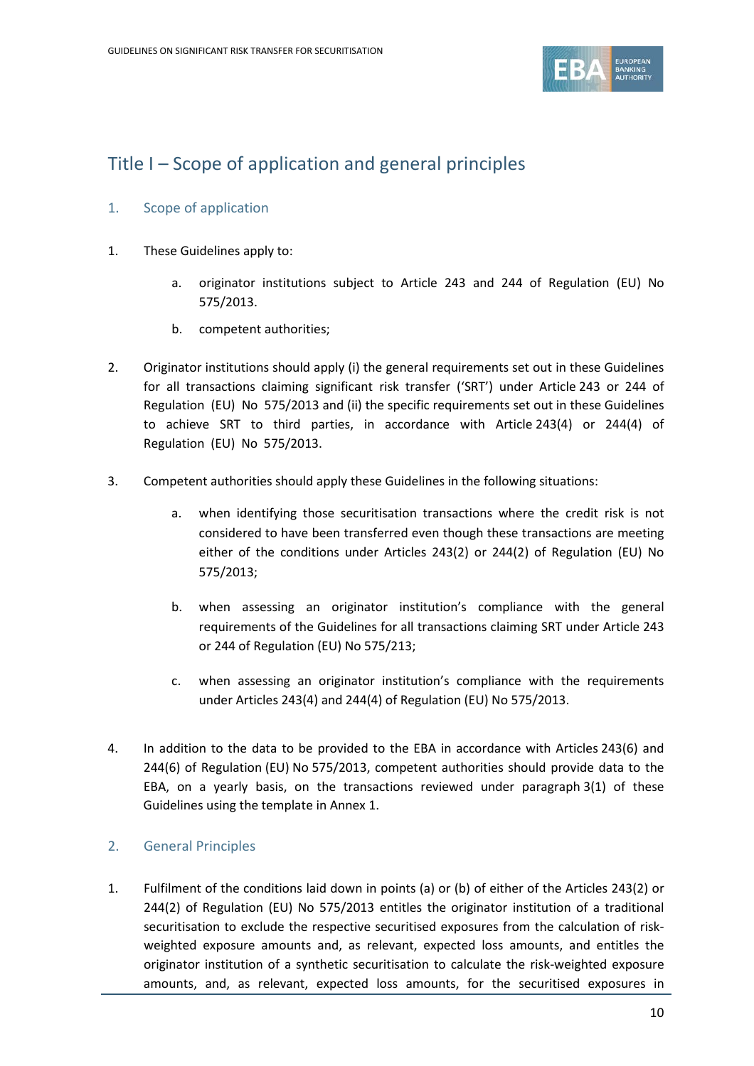# Title I – Scope of application and general principles

## 1. Scope of application

1. These Guidelines apply to:

   a. originator institutions subject to Article 243 and 244 of Regulation (EU) No 575/2013.

   b. competent authorities;

2. Originator institutions should apply (i) the general requirements set out in these Guidelines for all transactions claiming significant risk transfer ('SRT') under Article 243 or 244 of Regulation (EU) No 575/2013 and (ii) the specific requirements set out in these Guidelines to achieve SRT to third parties, in accordance with Article 243(4) or 244(4) of Regulation (EU) No 575/2013.

3. Competent authorities should apply these Guidelines in the following situations:

   a. when identifying those securitisation transactions where the credit risk is not considered to have been transferred even though these transactions are meeting either of the conditions under Articles 243(2) or 244(2) of Regulation (EU) No 575/2013;

   b. when assessing an originator institution's compliance with the general requirements of the Guidelines for all transactions claiming SRT under Article 243 or 244 of Regulation (EU) No 575/213;

   c. when assessing an originator institution's compliance with the requirements under Articles 243(4) and 244(4) of Regulation (EU) No 575/2013.

4. In addition to the data to be provided to the EBA in accordance with Articles 243(6) and 244(6) of Regulation (EU) No 575/2013, competent authorities should provide data to the EBA, on a yearly basis, on the transactions reviewed under paragraph 3(1) of these Guidelines using the template in Annex 1.

## 2. General Principles

1. Fulfilment of the conditions laid down in points (a) or (b) of either of the Articles 243(2) or 244(2) of Regulation (EU) No 575/2013 entitles the originator institution of a traditional securitisation to exclude the respective securitised exposures from the calculation of risk-weighted exposure amounts and, as relevant, expected loss amounts, and entitles the originator institution of a synthetic securitisation to calculate the risk-weighted exposure amounts, and, as relevant, expected loss amounts, for the securitised exposures in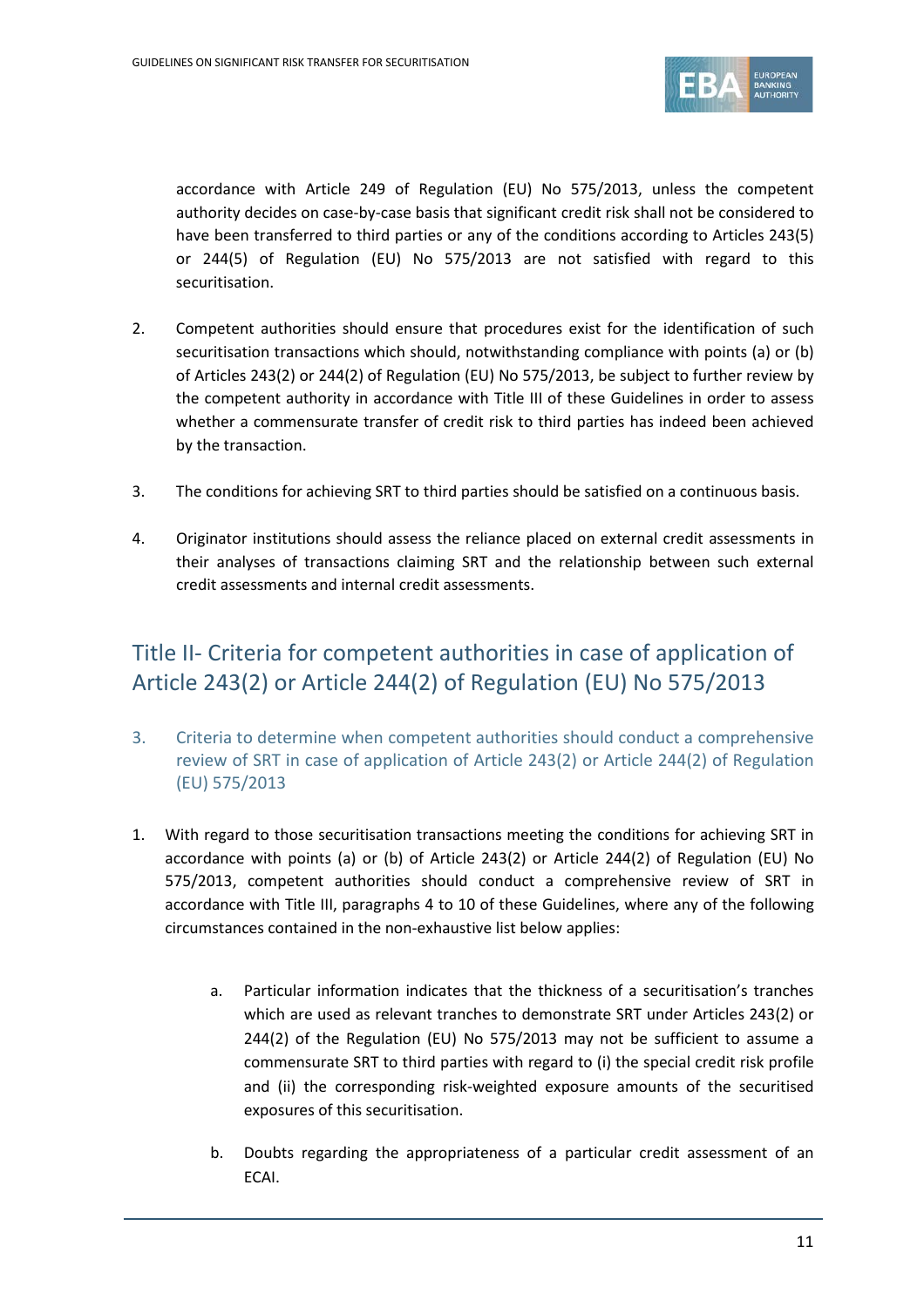accordance with Article 249 of Regulation (EU) No 575/2013, unless the competent authority decides on case-by-case basis that significant credit risk shall not be considered to have been transferred to third parties or any of the conditions according to Articles 243(5) or 244(5) of Regulation (EU) No 575/2013 are not satisfied with regard to this securitisation.

2. Competent authorities should ensure that procedures exist for the identification of such securitisation transactions which should, notwithstanding compliance with points (a) or (b) of Articles 243(2) or 244(2) of Regulation (EU) No 575/2013, be subject to further review by the competent authority in accordance with Title III of these Guidelines in order to assess whether a commensurate transfer of credit risk to third parties has indeed been achieved by the transaction.

3. The conditions for achieving SRT to third parties should be satisfied on a continuous basis.

4. Originator institutions should assess the reliance placed on external credit assessments in their analyses of transactions claiming SRT and the relationship between such external credit assessments and internal credit assessments.

# Title II- Criteria for competent authorities in case of application of Article 243(2) or Article 244(2) of Regulation (EU) No 575/2013

## 3. Criteria to determine when competent authorities should conduct a comprehensive review of SRT in case of application of Article 243(2) or Article 244(2) of Regulation (EU) 575/2013

1. With regard to those securitisation transactions meeting the conditions for achieving SRT in accordance with points (a) or (b) of Article 243(2) or Article 244(2) of Regulation (EU) No 575/2013, competent authorities should conduct a comprehensive review of SRT in accordance with Title III, paragraphs 4 to 10 of these Guidelines, where any of the following circumstances contained in the non-exhaustive list below applies:

   a. Particular information indicates that the thickness of a securitisation's tranches which are used as relevant tranches to demonstrate SRT under Articles 243(2) or 244(2) of the Regulation (EU) No 575/2013 may not be sufficient to assume a commensurate SRT to third parties with regard to (i) the special credit risk profile and (ii) the corresponding risk-weighted exposure amounts of the securitised exposures of this securitisation.

   b. Doubts regarding the appropriateness of a particular credit assessment of an ECAI.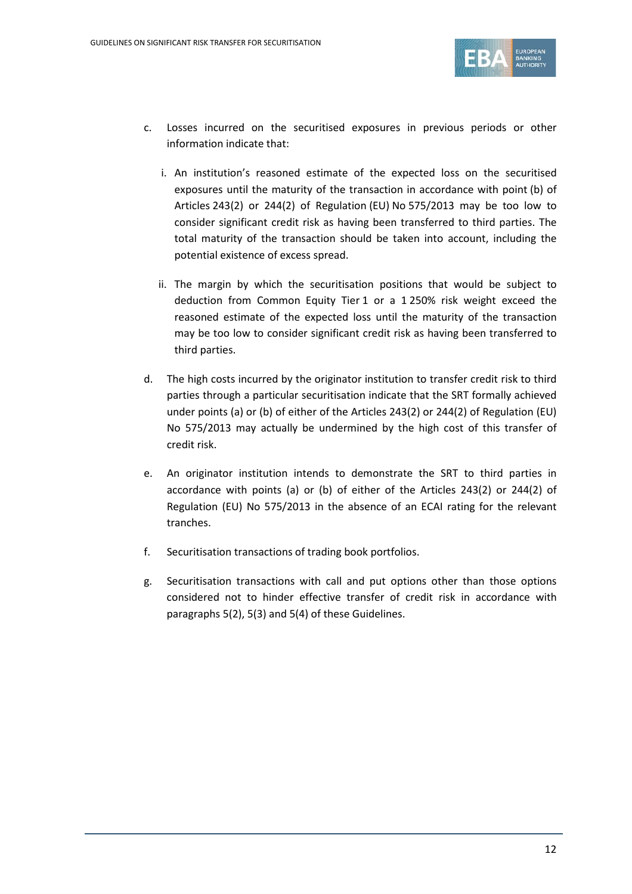c. Losses incurred on the securitised exposures in previous periods or other information indicate that:

   i. An institution's reasoned estimate of the expected loss on the securitised exposures until the maturity of the transaction in accordance with point (b) of Articles 243(2) or 244(2) of Regulation (EU) No 575/2013 may be too low to consider significant credit risk as having been transferred to third parties. The total maturity of the transaction should be taken into account, including the potential existence of excess spread.

   ii. The margin by which the securitisation positions that would be subject to deduction from Common Equity Tier 1 or a 1 250% risk weight exceed the reasoned estimate of the expected loss until the maturity of the transaction may be too low to consider significant credit risk as having been transferred to third parties.

d. The high costs incurred by the originator institution to transfer credit risk to third parties through a particular securitisation indicate that the SRT formally achieved under points (a) or (b) of either of the Articles 243(2) or 244(2) of Regulation (EU) No 575/2013 may actually be undermined by the high cost of this transfer of credit risk.

e. An originator institution intends to demonstrate the SRT to third parties in accordance with points (a) or (b) of either of the Articles 243(2) or 244(2) of Regulation (EU) No 575/2013 in the absence of an ECAI rating for the relevant tranches.

f. Securitisation transactions of trading book portfolios.

g. Securitisation transactions with call and put options other than those options considered not to hinder effective transfer of credit risk in accordance with paragraphs 5(2), 5(3) and 5(4) of these Guidelines.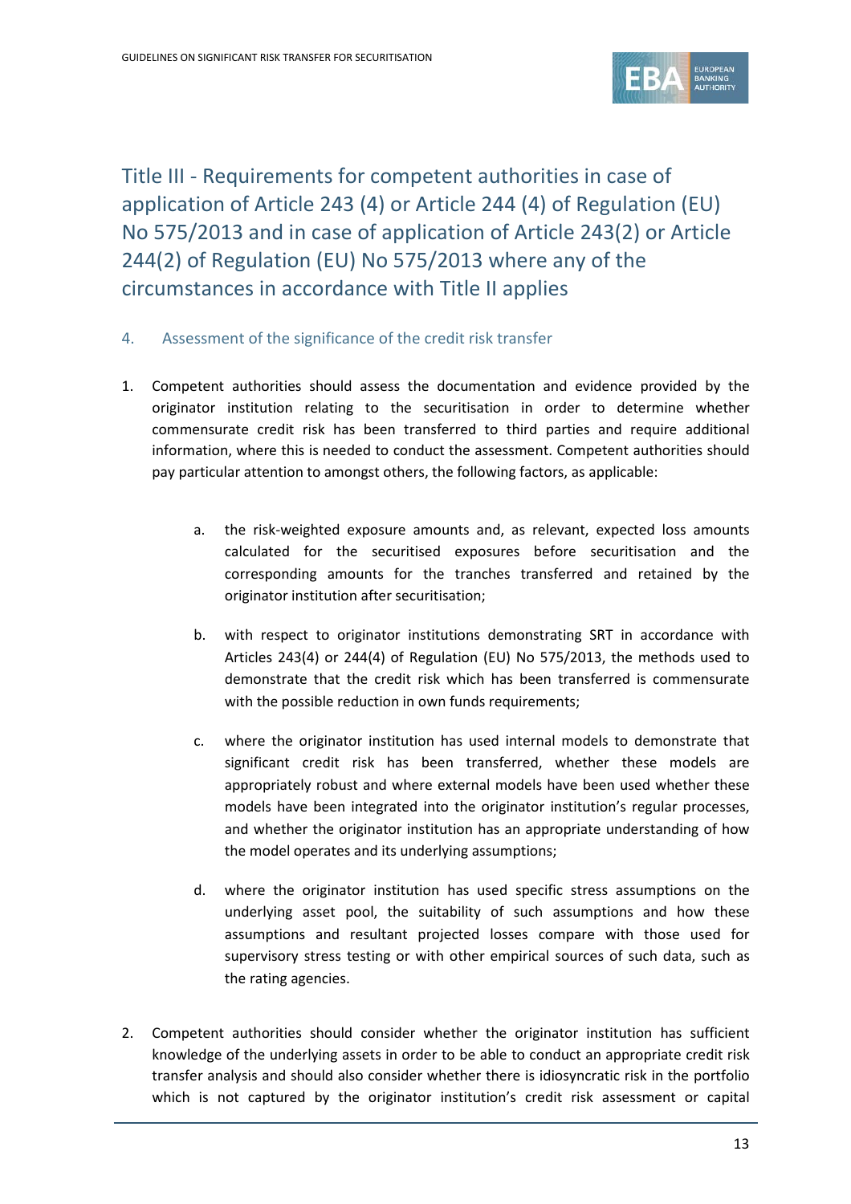# Title III - Requirements for competent authorities in case of application of Article 243 (4) or Article 244 (4) of Regulation (EU) No 575/2013 and in case of application of Article 243(2) or Article 244(2) of Regulation (EU) No 575/2013 where any of the circumstances in accordance with Title II applies

## 4. Assessment of the significance of the credit risk transfer

1. Competent authorities should assess the documentation and evidence provided by the originator institution relating to the securitisation in order to determine whether commensurate credit risk has been transferred to third parties and require additional information, where this is needed to conduct the assessment. Competent authorities should pay particular attention to amongst others, the following factors, as applicable:

   a. the risk-weighted exposure amounts and, as relevant, expected loss amounts calculated for the securitised exposures before securitisation and the corresponding amounts for the tranches transferred and retained by the originator institution after securitisation;

   b. with respect to originator institutions demonstrating SRT in accordance with Articles 243(4) or 244(4) of Regulation (EU) No 575/2013, the methods used to demonstrate that the credit risk which has been transferred is commensurate with the possible reduction in own funds requirements;

   c. where the originator institution has used internal models to demonstrate that significant credit risk has been transferred, whether these models are appropriately robust and where external models have been used whether these models have been integrated into the originator institution's regular processes, and whether the originator institution has an appropriate understanding of how the model operates and its underlying assumptions;

   d. where the originator institution has used specific stress assumptions on the underlying asset pool, the suitability of such assumptions and how these assumptions and resultant projected losses compare with those used for supervisory stress testing or with other empirical sources of such data, such as the rating agencies.

2. Competent authorities should consider whether the originator institution has sufficient knowledge of the underlying assets in order to be able to conduct an appropriate credit risk transfer analysis and should also consider whether there is idiosyncratic risk in the portfolio which is not captured by the originator institution's credit risk assessment or capital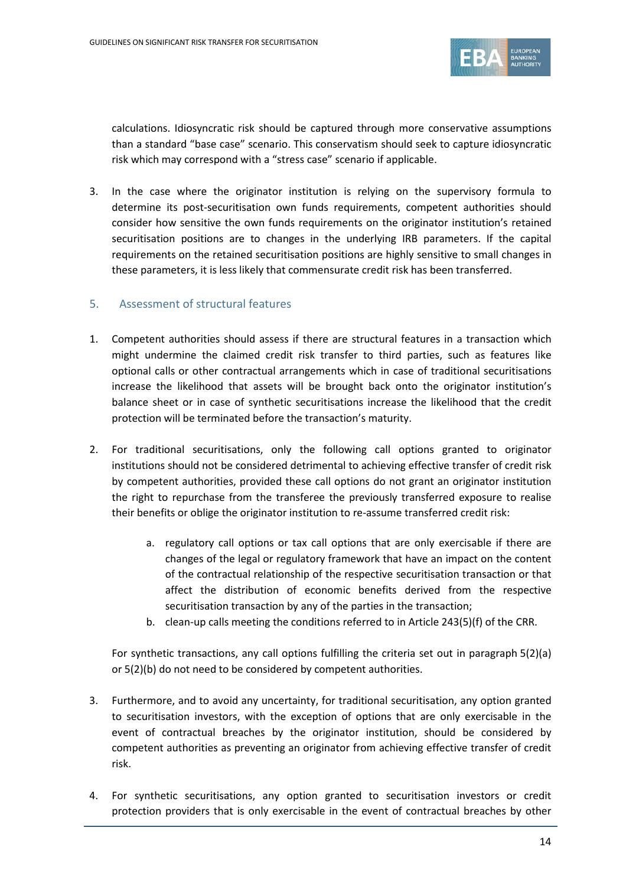calculations. Idiosyncratic risk should be captured through more conservative assumptions than a standard "base case" scenario. This conservatism should seek to capture idiosyncratic risk which may correspond with a "stress case" scenario if applicable.

3. In the case where the originator institution is relying on the supervisory formula to determine its post-securitisation own funds requirements, competent authorities should consider how sensitive the own funds requirements on the originator institution's retained securitisation positions are to changes in the underlying IRB parameters. If the capital requirements on the retained securitisation positions are highly sensitive to small changes in these parameters, it is less likely that commensurate credit risk has been transferred.

## 5. Assessment of structural features

1. Competent authorities should assess if there are structural features in a transaction which might undermine the claimed credit risk transfer to third parties, such as features like optional calls or other contractual arrangements which in case of traditional securitisations increase the likelihood that assets will be brought back onto the originator institution's balance sheet or in case of synthetic securitisations increase the likelihood that the credit protection will be terminated before the transaction's maturity.

2. For traditional securitisations, only the following call options granted to originator institutions should not be considered detrimental to achieving effective transfer of credit risk by competent authorities, provided these call options do not grant an originator institution the right to repurchase from the transferee the previously transferred exposure to realise their benefits or oblige the originator institution to re-assume transferred credit risk:

    a. regulatory call options or tax call options that are only exercisable if there are changes of the legal or regulatory framework that have an impact on the content of the contractual relationship of the respective securitisation transaction or that affect the distribution of economic benefits derived from the respective securitisation transaction by any of the parties in the transaction;
    b. clean-up calls meeting the conditions referred to in Article 243(5)(f) of the CRR.

    For synthetic transactions, any call options fulfilling the criteria set out in paragraph 5(2)(a) or 5(2)(b) do not need to be considered by competent authorities.

3. Furthermore, and to avoid any uncertainty, for traditional securitisation, any option granted to securitisation investors, with the exception of options that are only exercisable in the event of contractual breaches by the originator institution, should be considered by competent authorities as preventing an originator from achieving effective transfer of credit risk.

4. For synthetic securitisations, any option granted to securitisation investors or credit protection providers that is only exercisable in the event of contractual breaches by other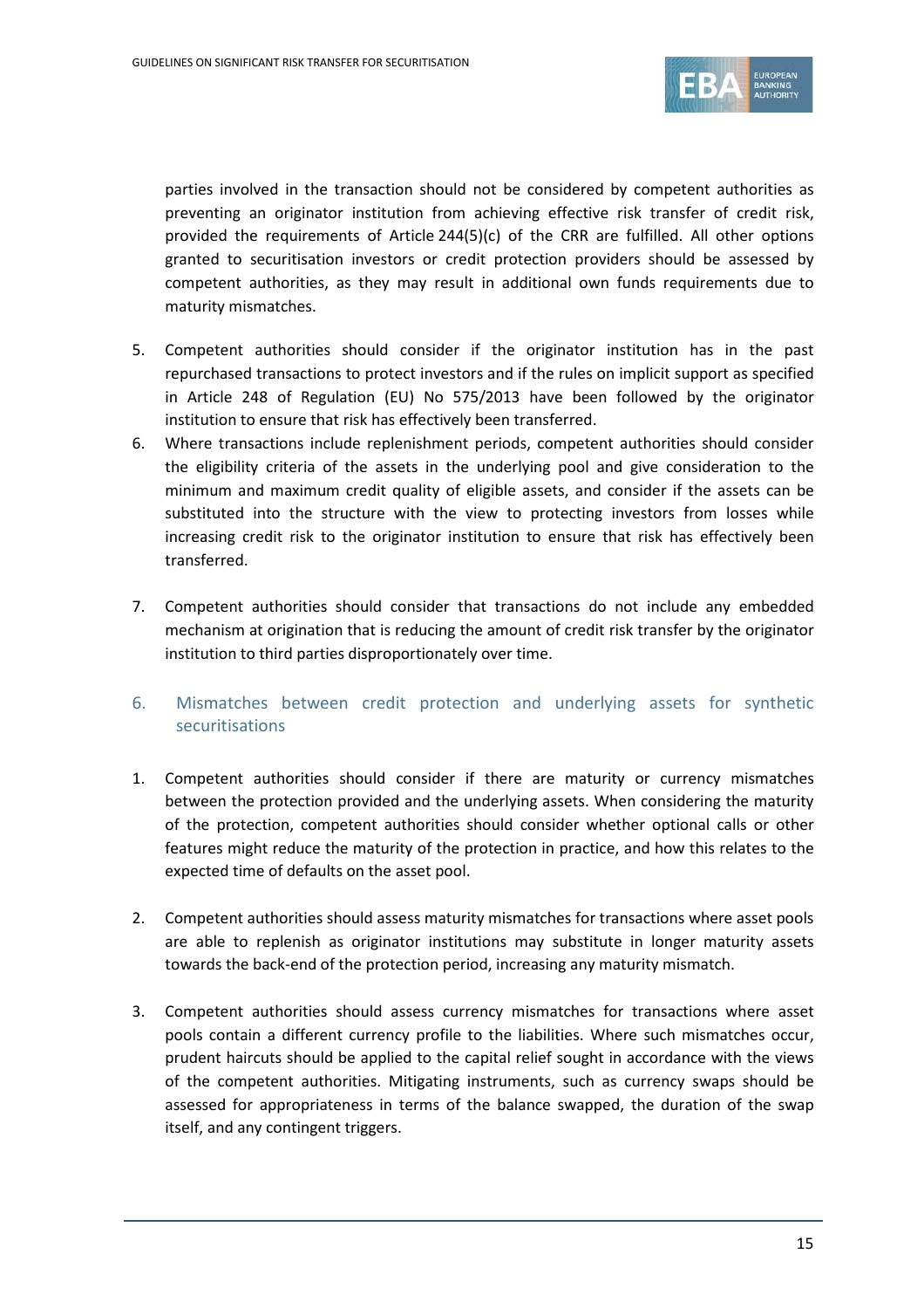parties involved in the transaction should not be considered by competent authorities as preventing an originator institution from achieving effective risk transfer of credit risk, provided the requirements of Article 244(5)(c) of the CRR are fulfilled. All other options granted to securitisation investors or credit protection providers should be assessed by competent authorities, as they may result in additional own funds requirements due to maturity mismatches.

5. Competent authorities should consider if the originator institution has in the past repurchased transactions to protect investors and if the rules on implicit support as specified in Article 248 of Regulation (EU) No 575/2013 have been followed by the originator institution to ensure that risk has effectively been transferred.
6. Where transactions include replenishment periods, competent authorities should consider the eligibility criteria of the assets in the underlying pool and give consideration to the minimum and maximum credit quality of eligible assets, and consider if the assets can be substituted into the structure with the view to protecting investors from losses while increasing credit risk to the originator institution to ensure that risk has effectively been transferred.

7. Competent authorities should consider that transactions do not include any embedded mechanism at origination that is reducing the amount of credit risk transfer by the originator institution to third parties disproportionately over time.

## 6. Mismatches between credit protection and underlying assets for synthetic securitisations

1. Competent authorities should consider if there are maturity or currency mismatches between the protection provided and the underlying assets. When considering the maturity of the protection, competent authorities should consider whether optional calls or other features might reduce the maturity of the protection in practice, and how this relates to the expected time of defaults on the asset pool.

2. Competent authorities should assess maturity mismatches for transactions where asset pools are able to replenish as originator institutions may substitute in longer maturity assets towards the back-end of the protection period, increasing any maturity mismatch.

3. Competent authorities should assess currency mismatches for transactions where asset pools contain a different currency profile to the liabilities. Where such mismatches occur, prudent haircuts should be applied to the capital relief sought in accordance with the views of the competent authorities. Mitigating instruments, such as currency swaps should be assessed for appropriateness in terms of the balance swapped, the duration of the swap itself, and any contingent triggers.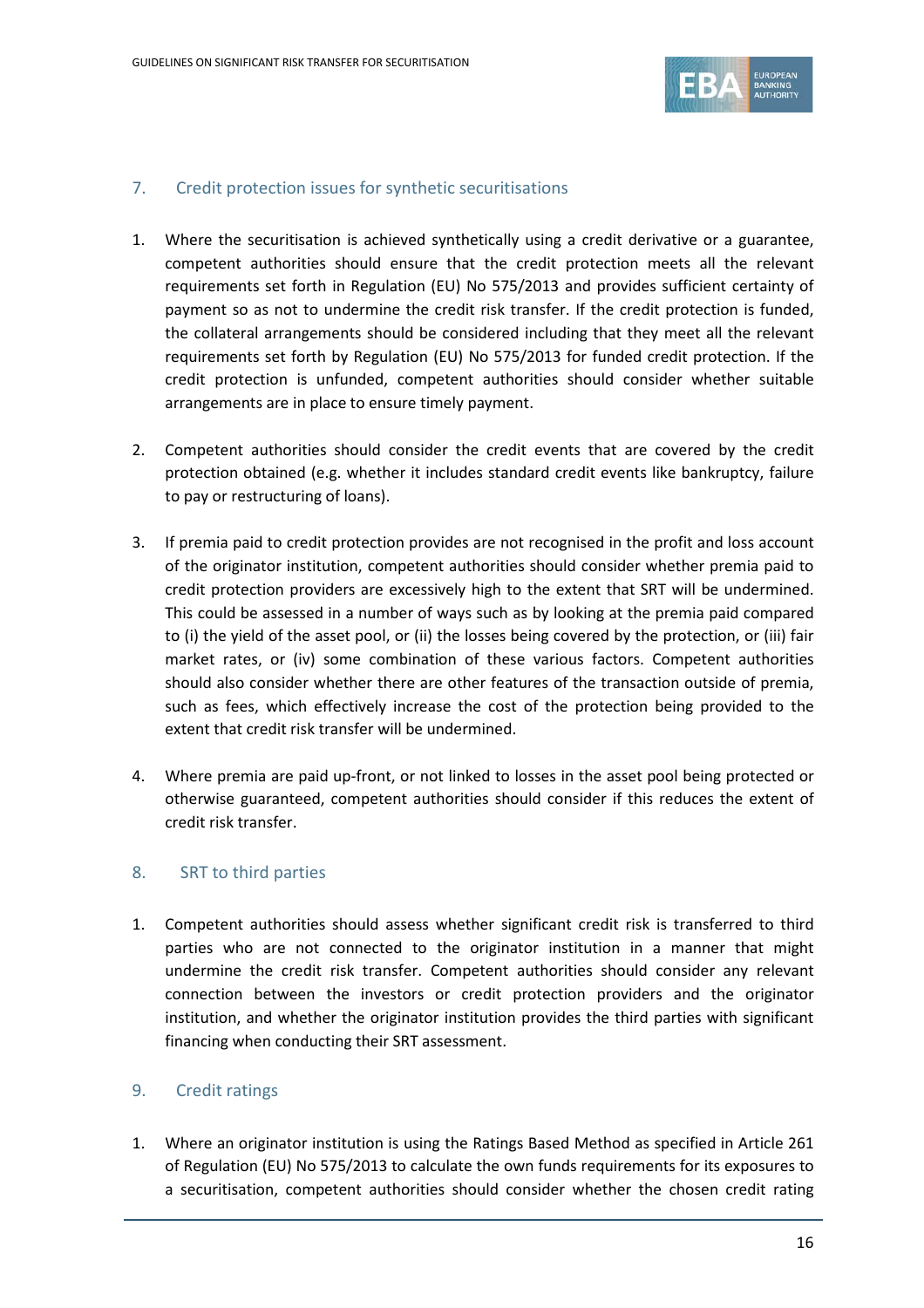## 7. Credit protection issues for synthetic securitisations

1. Where the securitisation is achieved synthetically using a credit derivative or a guarantee, competent authorities should ensure that the credit protection meets all the relevant requirements set forth in Regulation (EU) No 575/2013 and provides sufficient certainty of payment so as not to undermine the credit risk transfer. If the credit protection is funded, the collateral arrangements should be considered including that they meet all the relevant requirements set forth by Regulation (EU) No 575/2013 for funded credit protection. If the credit protection is unfunded, competent authorities should consider whether suitable arrangements are in place to ensure timely payment.

2. Competent authorities should consider the credit events that are covered by the credit protection obtained (e.g. whether it includes standard credit events like bankruptcy, failure to pay or restructuring of loans).

3. If premia paid to credit protection provides are not recognised in the profit and loss account of the originator institution, competent authorities should consider whether premia paid to credit protection providers are excessively high to the extent that SRT will be undermined. This could be assessed in a number of ways such as by looking at the premia paid compared to (i) the yield of the asset pool, or (ii) the losses being covered by the protection, or (iii) fair market rates, or (iv) some combination of these various factors. Competent authorities should also consider whether there are other features of the transaction outside of premia, such as fees, which effectively increase the cost of the protection being provided to the extent that credit risk transfer will be undermined.

4. Where premia are paid up-front, or not linked to losses in the asset pool being protected or otherwise guaranteed, competent authorities should consider if this reduces the extent of credit risk transfer.

## 8. SRT to third parties

1. Competent authorities should assess whether significant credit risk is transferred to third parties who are not connected to the originator institution in a manner that might undermine the credit risk transfer. Competent authorities should consider any relevant connection between the investors or credit protection providers and the originator institution, and whether the originator institution provides the third parties with significant financing when conducting their SRT assessment.

## 9. Credit ratings

1. Where an originator institution is using the Ratings Based Method as specified in Article 261 of Regulation (EU) No 575/2013 to calculate the own funds requirements for its exposures to a securitisation, competent authorities should consider whether the chosen credit rating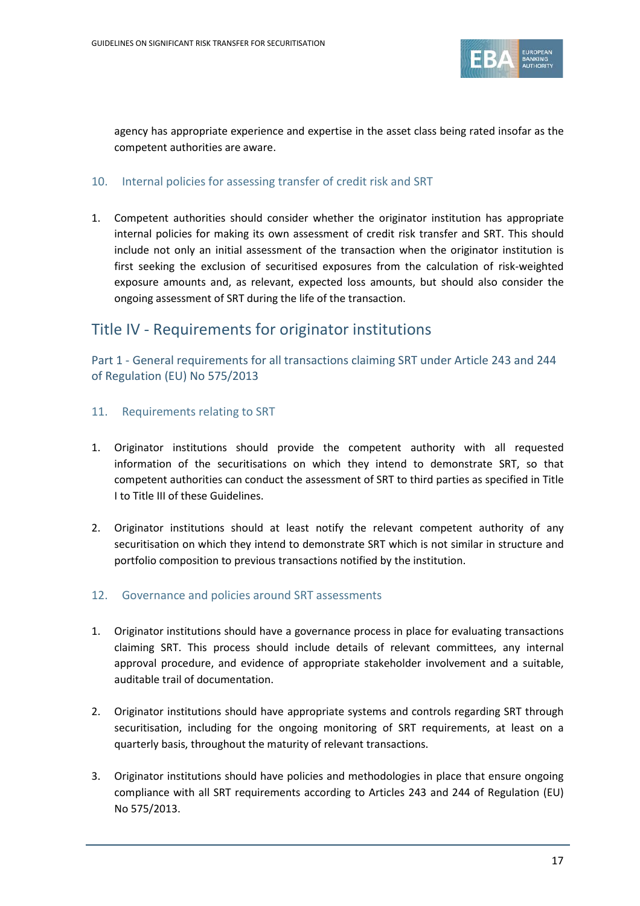agency has appropriate experience and expertise in the asset class being rated insofar as the competent authorities are aware.

### 10. Internal policies for assessing transfer of credit risk and SRT

1. Competent authorities should consider whether the originator institution has appropriate internal policies for making its own assessment of credit risk transfer and SRT. This should include not only an initial assessment of the transaction when the originator institution is first seeking the exclusion of securitised exposures from the calculation of risk-weighted exposure amounts and, as relevant, expected loss amounts, but should also consider the ongoing assessment of SRT during the life of the transaction.

# Title IV - Requirements for originator institutions

## Part 1 - General requirements for all transactions claiming SRT under Article 243 and 244 of Regulation (EU) No 575/2013

### 11. Requirements relating to SRT

1. Originator institutions should provide the competent authority with all requested information of the securitisations on which they intend to demonstrate SRT, so that competent authorities can conduct the assessment of SRT to third parties as specified in Title I to Title III of these Guidelines.

2. Originator institutions should at least notify the relevant competent authority of any securitisation on which they intend to demonstrate SRT which is not similar in structure and portfolio composition to previous transactions notified by the institution.

### 12. Governance and policies around SRT assessments

1. Originator institutions should have a governance process in place for evaluating transactions claiming SRT. This process should include details of relevant committees, any internal approval procedure, and evidence of appropriate stakeholder involvement and a suitable, auditable trail of documentation.

2. Originator institutions should have appropriate systems and controls regarding SRT through securitisation, including for the ongoing monitoring of SRT requirements, at least on a quarterly basis, throughout the maturity of relevant transactions.

3. Originator institutions should have policies and methodologies in place that ensure ongoing compliance with all SRT requirements according to Articles 243 and 244 of Regulation (EU) No 575/2013.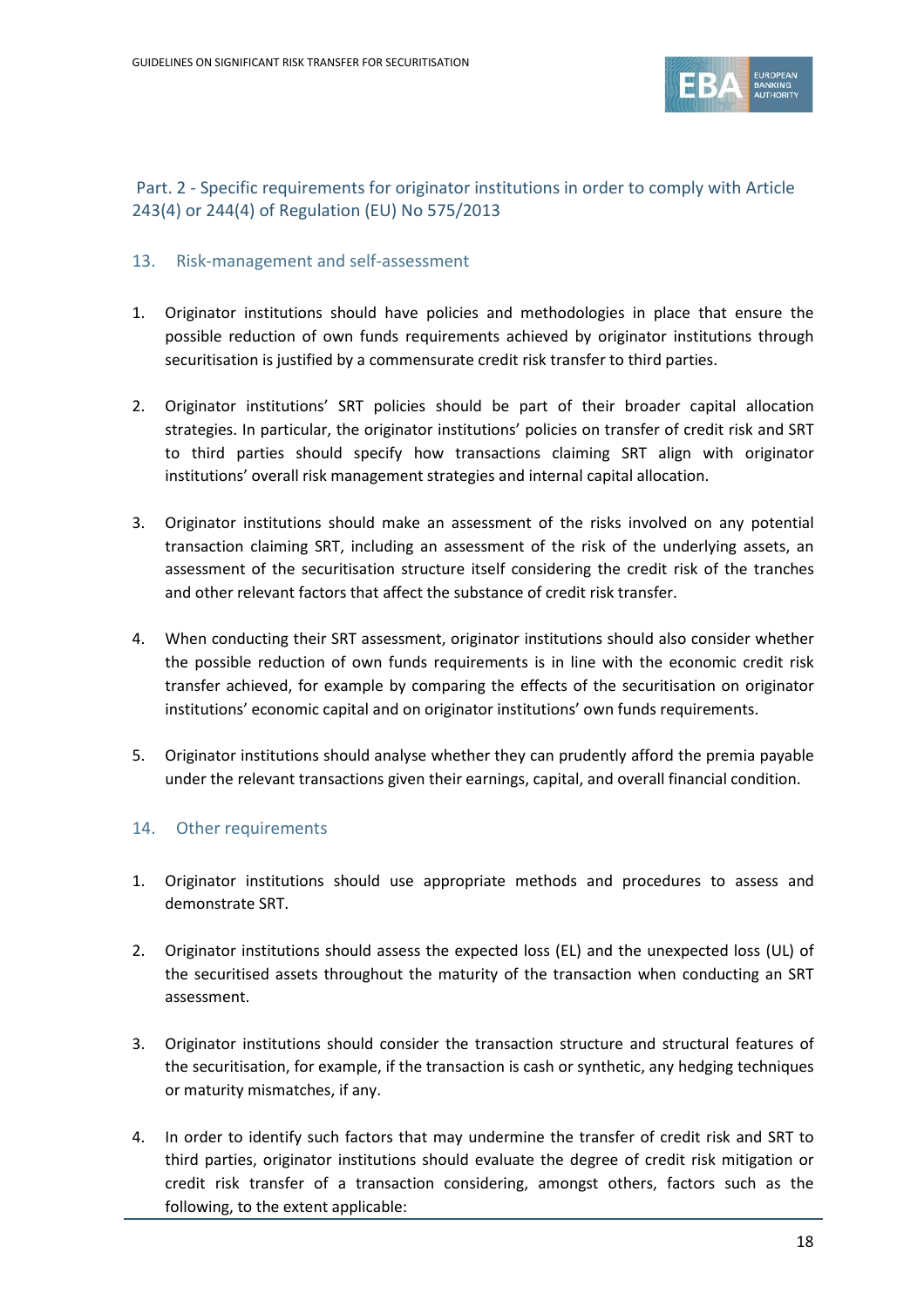## Part. 2 - Specific requirements for originator institutions in order to comply with Article 243(4) or 244(4) of Regulation (EU) No 575/2013

### 13. Risk-management and self-assessment

1. Originator institutions should have policies and methodologies in place that ensure the possible reduction of own funds requirements achieved by originator institutions through securitisation is justified by a commensurate credit risk transfer to third parties.

2. Originator institutions' SRT policies should be part of their broader capital allocation strategies. In particular, the originator institutions' policies on transfer of credit risk and SRT to third parties should specify how transactions claiming SRT align with originator institutions' overall risk management strategies and internal capital allocation.

3. Originator institutions should make an assessment of the risks involved on any potential transaction claiming SRT, including an assessment of the risk of the underlying assets, an assessment of the securitisation structure itself considering the credit risk of the tranches and other relevant factors that affect the substance of credit risk transfer.

4. When conducting their SRT assessment, originator institutions should also consider whether the possible reduction of own funds requirements is in line with the economic credit risk transfer achieved, for example by comparing the effects of the securitisation on originator institutions' economic capital and on originator institutions' own funds requirements.

5. Originator institutions should analyse whether they can prudently afford the premia payable under the relevant transactions given their earnings, capital, and overall financial condition.

### 14. Other requirements

1. Originator institutions should use appropriate methods and procedures to assess and demonstrate SRT.

2. Originator institutions should assess the expected loss (EL) and the unexpected loss (UL) of the securitised assets throughout the maturity of the transaction when conducting an SRT assessment.

3. Originator institutions should consider the transaction structure and structural features of the securitisation, for example, if the transaction is cash or synthetic, any hedging techniques or maturity mismatches, if any.

4. In order to identify such factors that may undermine the transfer of credit risk and SRT to third parties, originator institutions should evaluate the degree of credit risk mitigation or credit risk transfer of a transaction considering, amongst others, factors such as the following, to the extent applicable: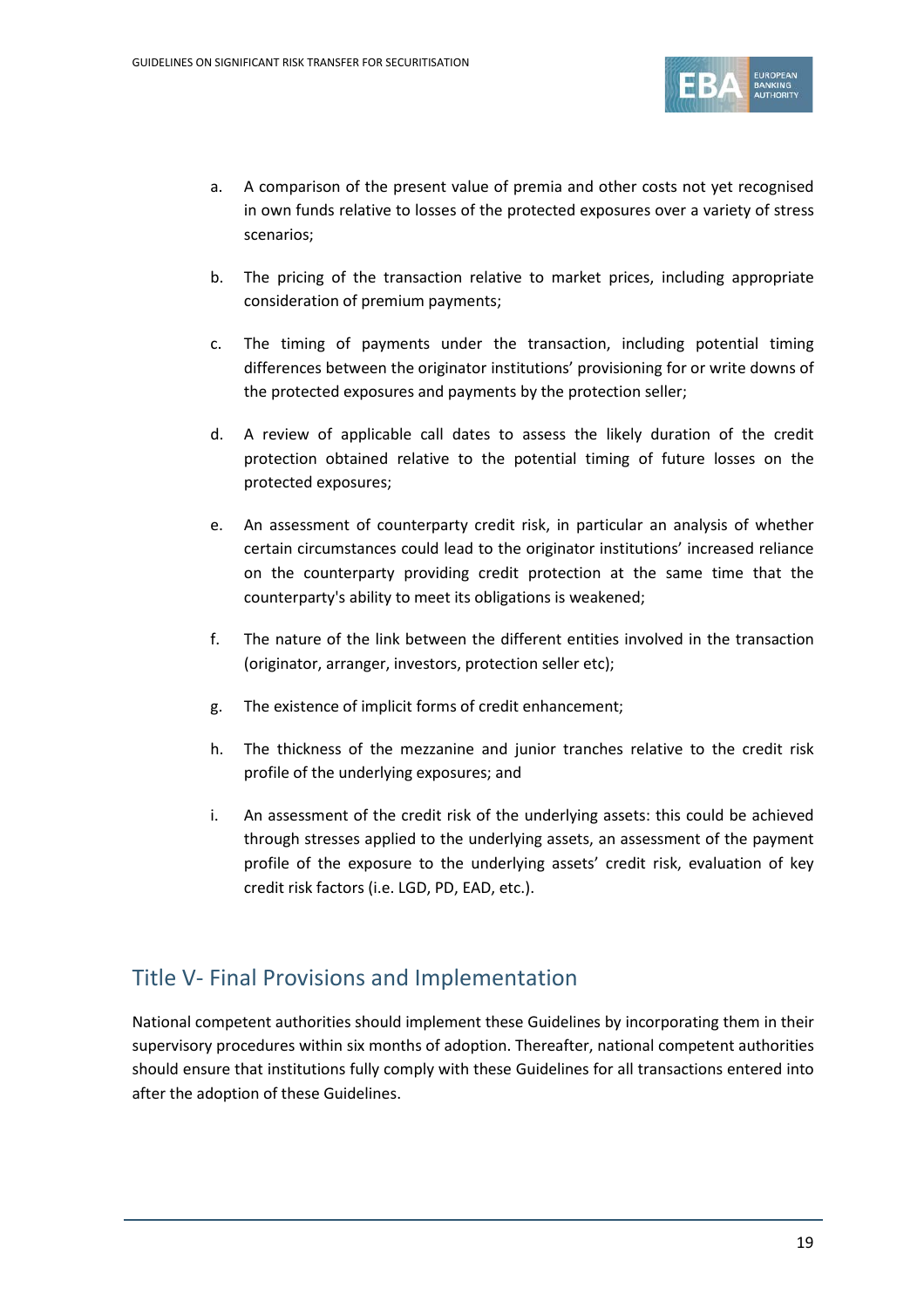a. A comparison of the present value of premia and other costs not yet recognised in own funds relative to losses of the protected exposures over a variety of stress scenarios;

b. The pricing of the transaction relative to market prices, including appropriate consideration of premium payments;

c. The timing of payments under the transaction, including potential timing differences between the originator institutions' provisioning for or write downs of the protected exposures and payments by the protection seller;

d. A review of applicable call dates to assess the likely duration of the credit protection obtained relative to the potential timing of future losses on the protected exposures;

e. An assessment of counterparty credit risk, in particular an analysis of whether certain circumstances could lead to the originator institutions' increased reliance on the counterparty providing credit protection at the same time that the counterparty's ability to meet its obligations is weakened;

f. The nature of the link between the different entities involved in the transaction (originator, arranger, investors, protection seller etc);

g. The existence of implicit forms of credit enhancement;

h. The thickness of the mezzanine and junior tranches relative to the credit risk profile of the underlying exposures; and

i. An assessment of the credit risk of the underlying assets: this could be achieved through stresses applied to the underlying assets, an assessment of the payment profile of the exposure to the underlying assets' credit risk, evaluation of key credit risk factors (i.e. LGD, PD, EAD, etc.).

## Title V- Final Provisions and Implementation

National competent authorities should implement these Guidelines by incorporating them in their supervisory procedures within six months of adoption. Thereafter, national competent authorities should ensure that institutions fully comply with these Guidelines for all transactions entered into after the adoption of these Guidelines.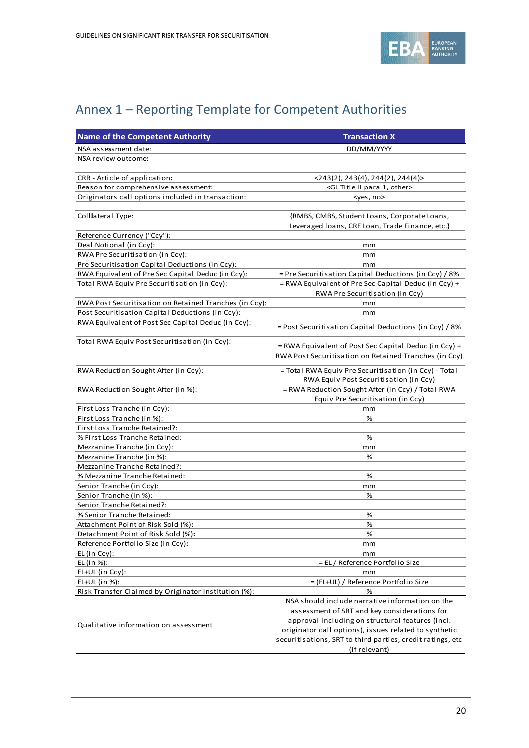# Annex 1 – Reporting Template for Competent Authorities

| Name of the Competent Authority | Transaction X |
|---|---|
| NSA assessment date: | DD/MM/YYYY |
| NSA review outcome: | |
| | |
| CRR - Article of application: | <243(2), 243(4), 244(2), 244(4)> |
| Reason for comprehensive assessment: | <GL Title II para 1, other> |
| Originators call options included in transaction: | <yes, no> |
| | |
| Colllateral Type: | {RMBS, CMBS, Student Loans, Corporate Loans, Leveraged loans, CRE Loan, Trade Finance, etc.} |
| Reference Currency ("Ccy"): | |
| Deal Notional (in Ccy): | mm |
| RWA Pre Securitisation (in Ccy): | mm |
| Pre Securitisation Capital Deductions (in Ccy): | mm |
| RWA Equivalent of Pre Sec Capital Deduc (in Ccy): | = Pre Securitisation Capital Deductions (in Ccy) / 8% |
| Total RWA Equiv Pre Securitisation (in Ccy): | = RWA Equivalent of Pre Sec Capital Deduc (in Ccy) + RWA Pre Securitisation (in Ccy) |
| RWA Post Securitisation on Retained Tranches (in Ccy): | mm |
| Post Securitisation Capital Deductions (in Ccy): | mm |
| RWA Equivalent of Post Sec Capital Deduc (in Ccy): | = Post Securitisation Capital Deductions (in Ccy) / 8% |
| Total RWA Equiv Post Securitisation (in Ccy): | = RWA Equivalent of Post Sec Capital Deduc (in Ccy) + RWA Post Securitisation on Retained Tranches (in Ccy) |
| RWA Reduction Sought After (in Ccy): | = Total RWA Equiv Pre Securitisation (in Ccy) - Total RWA Equiv Post Securitisation (in Ccy) |
| RWA Reduction Sought After (in %): | = RWA Reduction Sought After (in Ccy) / Total RWA Equiv Pre Securitisation (in Ccy) |
| First Loss Tranche (in Ccy): | mm |
| First Loss Tranche (in %): | % |
| First Loss Tranche Retained?: | |
| % First Loss Tranche Retained: | % |
| Mezzanine Tranche (in Ccy): | mm |
| Mezzanine Tranche (in %): | % |
| Mezzanine Tranche Retained?: | |
| % Mezzanine Tranche Retained: | % |
| Senior Tranche (in Ccy): | mm |
| Senior Tranche (in %): | % |
| Senior Tranche Retained?: | |
| % Senior Tranche Retained: | % |
| Attachment Point of Risk Sold (%): | % |
| Detachment Point of Risk Sold (%): | % |
| Reference Portfolio Size (in Ccy): | mm |
| EL (in Ccy): | mm |
| EL (in %): | = EL / Reference Portfolio Size |
| EL+UL (in Ccy): | mm |
| EL+UL (in %): | = (EL+UL) / Reference Portfolio Size |
| Risk Transfer Claimed by Originator Institution (%): | % |
| Qualitative information on assessment | NSA should include narrative information on the assessment of SRT and key considerations for approval including on structural features (incl. originator call options), issues related to synthetic securitisations, SRT to third parties, credit ratings, etc (if relevant) |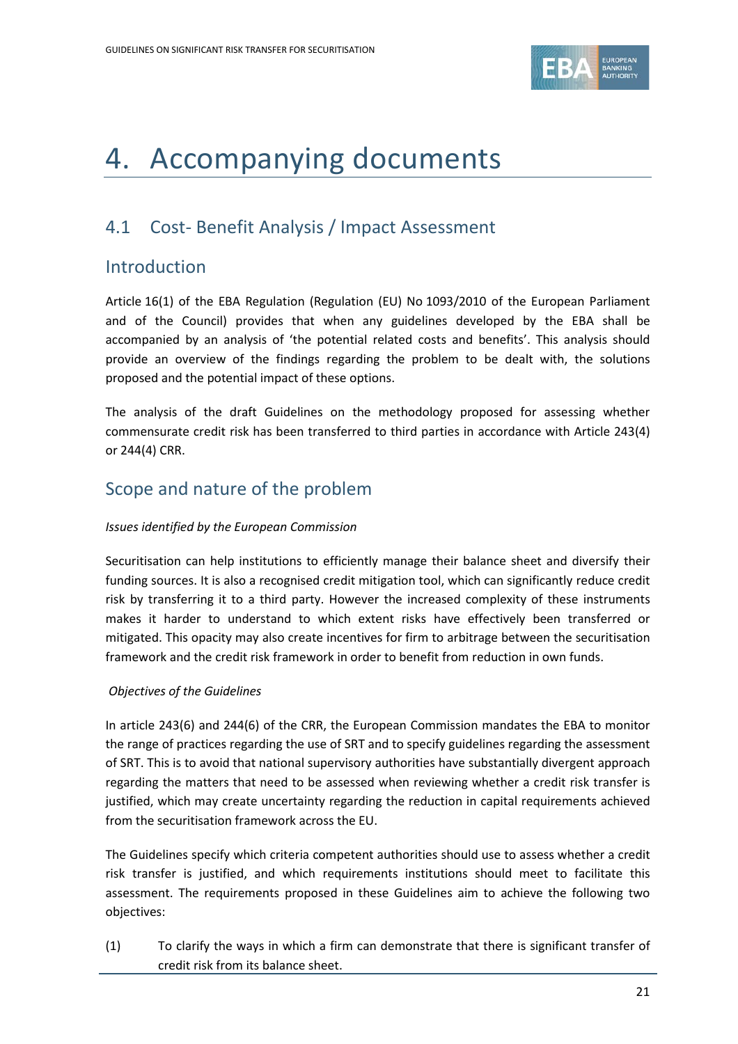# 4. Accompanying documents

## 4.1 Cost- Benefit Analysis / Impact Assessment

### Introduction

Article 16(1) of the EBA Regulation (Regulation (EU) No 1093/2010 of the European Parliament and of the Council) provides that when any guidelines developed by the EBA shall be accompanied by an analysis of 'the potential related costs and benefits'. This analysis should provide an overview of the findings regarding the problem to be dealt with, the solutions proposed and the potential impact of these options.

The analysis of the draft Guidelines on the methodology proposed for assessing whether commensurate credit risk has been transferred to third parties in accordance with Article 243(4) or 244(4) CRR.

### Scope and nature of the problem

*Issues identified by the European Commission*

Securitisation can help institutions to efficiently manage their balance sheet and diversify their funding sources. It is also a recognised credit mitigation tool, which can significantly reduce credit risk by transferring it to a third party. However the increased complexity of these instruments makes it harder to understand to which extent risks have effectively been transferred or mitigated. This opacity may also create incentives for firm to arbitrage between the securitisation framework and the credit risk framework in order to benefit from reduction in own funds.

*Objectives of the Guidelines*

In article 243(6) and 244(6) of the CRR, the European Commission mandates the EBA to monitor the range of practices regarding the use of SRT and to specify guidelines regarding the assessment of SRT. This is to avoid that national supervisory authorities have substantially divergent approach regarding the matters that need to be assessed when reviewing whether a credit risk transfer is justified, which may create uncertainty regarding the reduction in capital requirements achieved from the securitisation framework across the EU.

The Guidelines specify which criteria competent authorities should use to assess whether a credit risk transfer is justified, and which requirements institutions should meet to facilitate this assessment. The requirements proposed in these Guidelines aim to achieve the following two objectives:

(1) To clarify the ways in which a firm can demonstrate that there is significant transfer of credit risk from its balance sheet.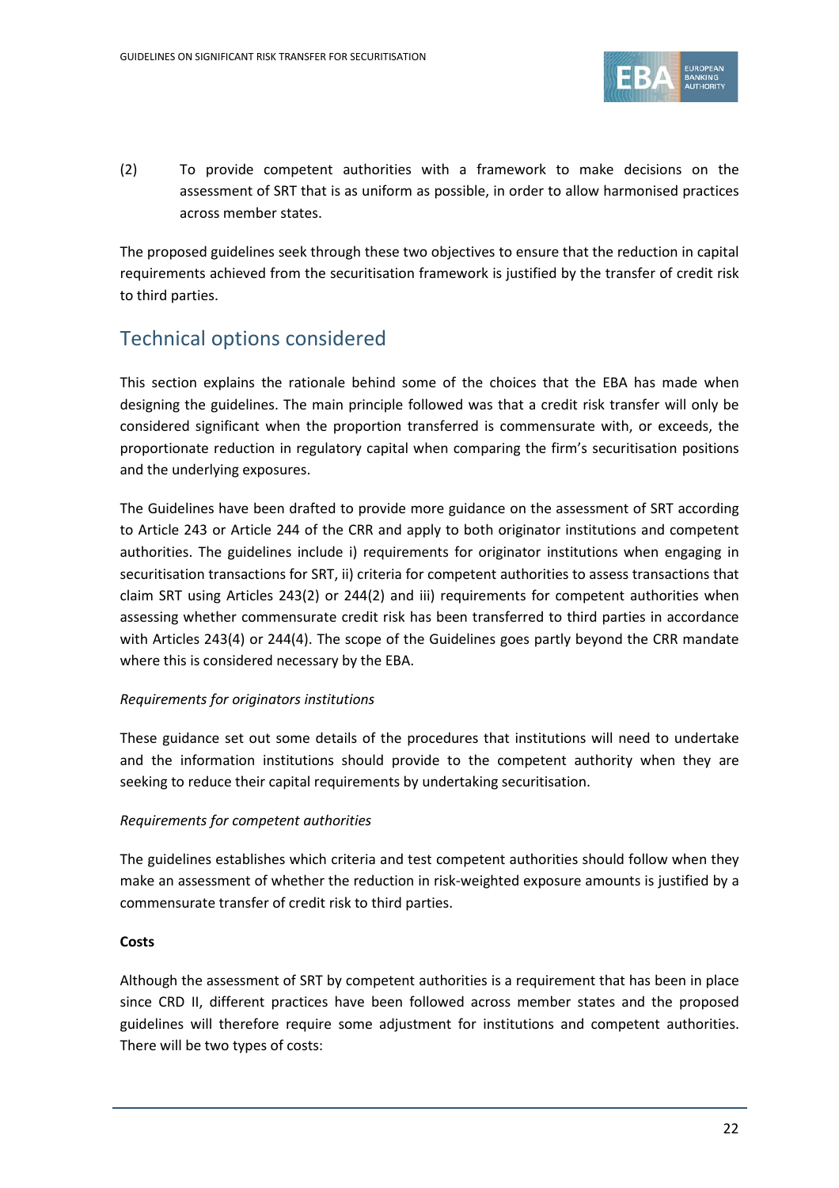(2) To provide competent authorities with a framework to make decisions on the assessment of SRT that is as uniform as possible, in order to allow harmonised practices across member states.

The proposed guidelines seek through these two objectives to ensure that the reduction in capital requirements achieved from the securitisation framework is justified by the transfer of credit risk to third parties.

## Technical options considered

This section explains the rationale behind some of the choices that the EBA has made when designing the guidelines. The main principle followed was that a credit risk transfer will only be considered significant when the proportion transferred is commensurate with, or exceeds, the proportionate reduction in regulatory capital when comparing the firm's securitisation positions and the underlying exposures.

The Guidelines have been drafted to provide more guidance on the assessment of SRT according to Article 243 or Article 244 of the CRR and apply to both originator institutions and competent authorities. The guidelines include i) requirements for originator institutions when engaging in securitisation transactions for SRT, ii) criteria for competent authorities to assess transactions that claim SRT using Articles 243(2) or 244(2) and iii) requirements for competent authorities when assessing whether commensurate credit risk has been transferred to third parties in accordance with Articles 243(4) or 244(4). The scope of the Guidelines goes partly beyond the CRR mandate where this is considered necessary by the EBA.

*Requirements for originators institutions*

These guidance set out some details of the procedures that institutions will need to undertake and the information institutions should provide to the competent authority when they are seeking to reduce their capital requirements by undertaking securitisation.

*Requirements for competent authorities*

The guidelines establishes which criteria and test competent authorities should follow when they make an assessment of whether the reduction in risk-weighted exposure amounts is justified by a commensurate transfer of credit risk to third parties.

**Costs**

Although the assessment of SRT by competent authorities is a requirement that has been in place since CRD II, different practices have been followed across member states and the proposed guidelines will therefore require some adjustment for institutions and competent authorities. There will be two types of costs: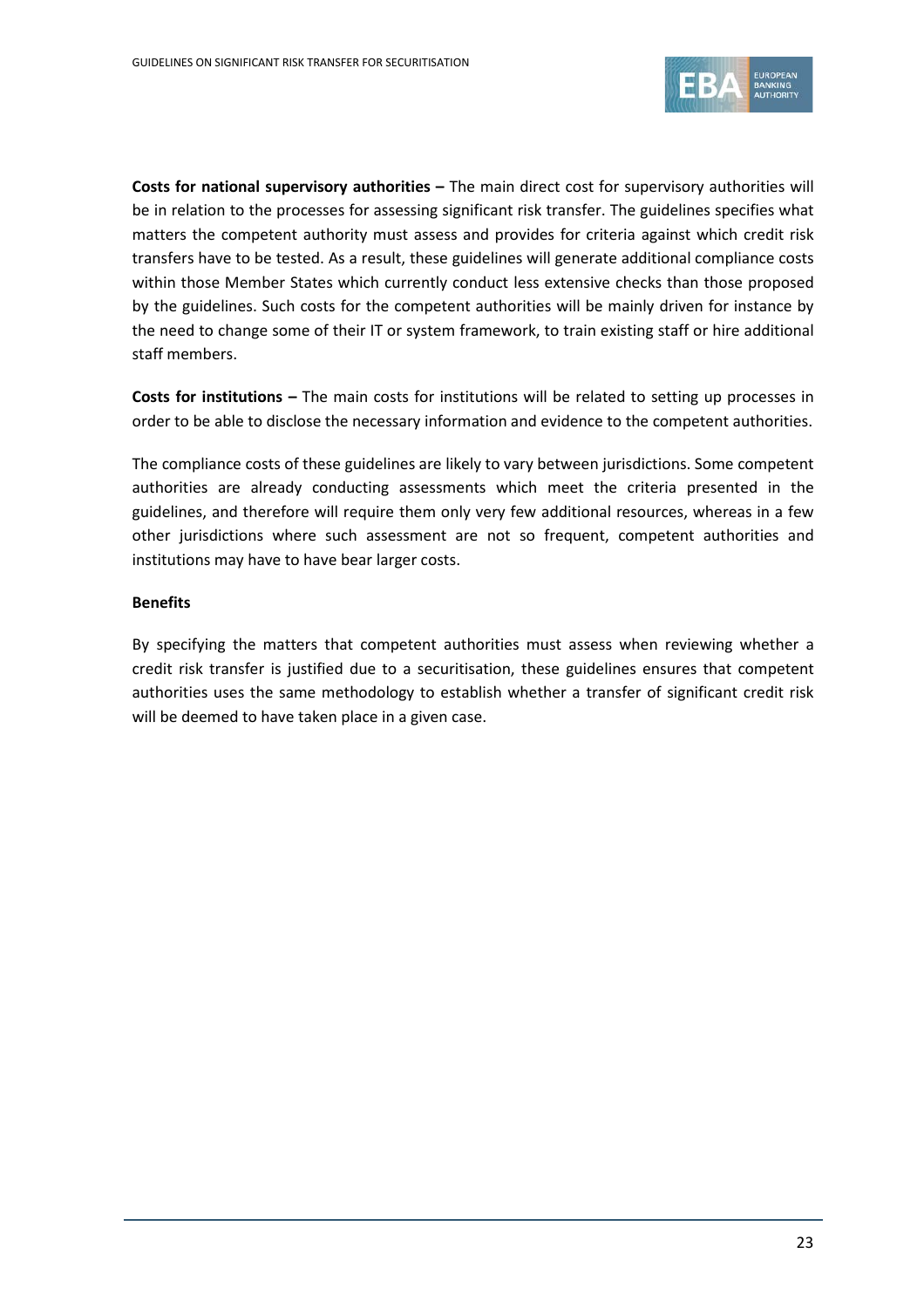**Costs for national supervisory authorities –** The main direct cost for supervisory authorities will be in relation to the processes for assessing significant risk transfer. The guidelines specifies what matters the competent authority must assess and provides for criteria against which credit risk transfers have to be tested. As a result, these guidelines will generate additional compliance costs within those Member States which currently conduct less extensive checks than those proposed by the guidelines. Such costs for the competent authorities will be mainly driven for instance by the need to change some of their IT or system framework, to train existing staff or hire additional staff members.

**Costs for institutions –** The main costs for institutions will be related to setting up processes in order to be able to disclose the necessary information and evidence to the competent authorities.

The compliance costs of these guidelines are likely to vary between jurisdictions. Some competent authorities are already conducting assessments which meet the criteria presented in the guidelines, and therefore will require them only very few additional resources, whereas in a few other jurisdictions where such assessment are not so frequent, competent authorities and institutions may have to have bear larger costs.

**Benefits**

By specifying the matters that competent authorities must assess when reviewing whether a credit risk transfer is justified due to a securitisation, these guidelines ensures that competent authorities uses the same methodology to establish whether a transfer of significant credit risk will be deemed to have taken place in a given case.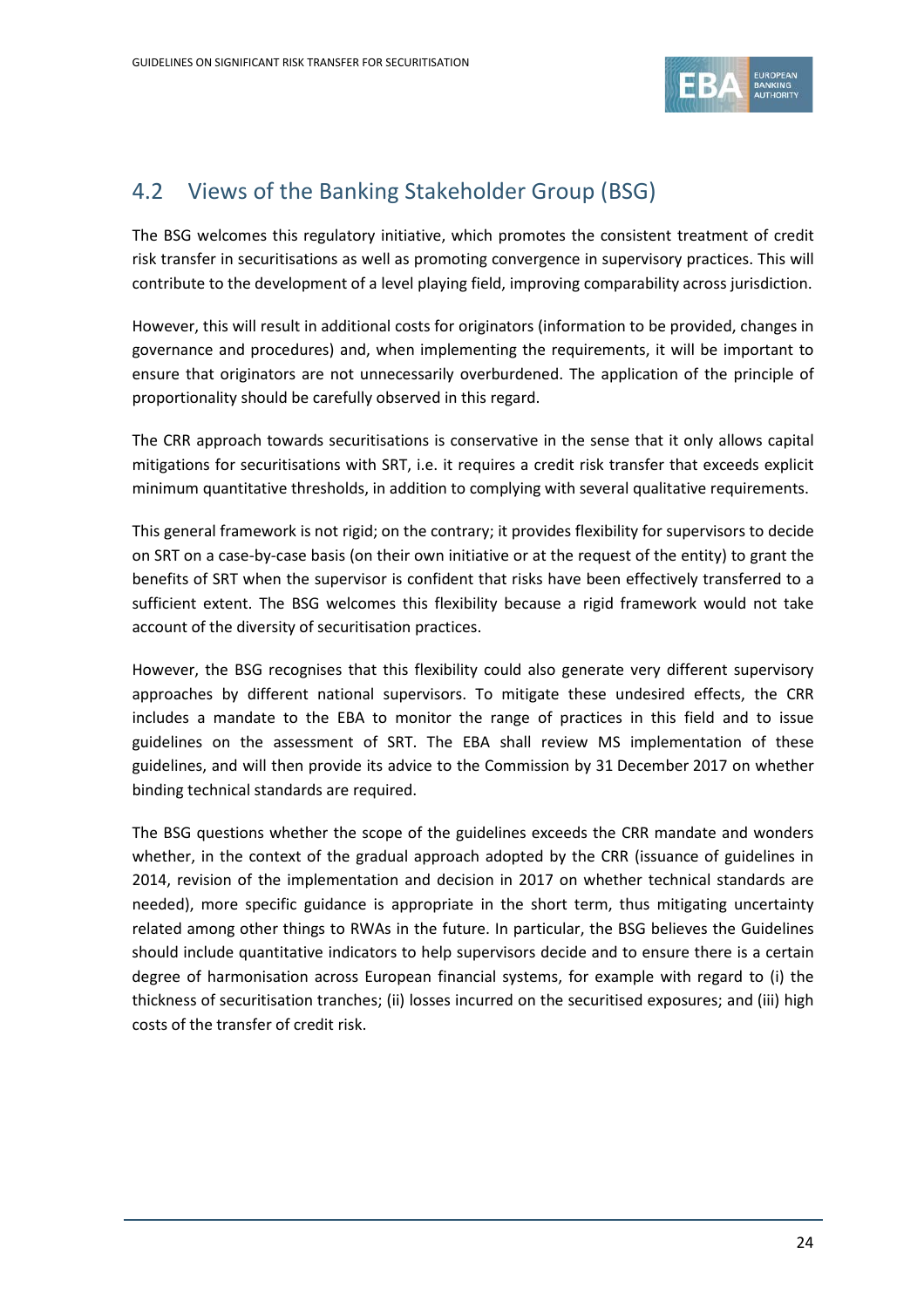## 4.2 Views of the Banking Stakeholder Group (BSG)

The BSG welcomes this regulatory initiative, which promotes the consistent treatment of credit risk transfer in securitisations as well as promoting convergence in supervisory practices. This will contribute to the development of a level playing field, improving comparability across jurisdiction.

However, this will result in additional costs for originators (information to be provided, changes in governance and procedures) and, when implementing the requirements, it will be important to ensure that originators are not unnecessarily overburdened. The application of the principle of proportionality should be carefully observed in this regard.

The CRR approach towards securitisations is conservative in the sense that it only allows capital mitigations for securitisations with SRT, i.e. it requires a credit risk transfer that exceeds explicit minimum quantitative thresholds, in addition to complying with several qualitative requirements.

This general framework is not rigid; on the contrary; it provides flexibility for supervisors to decide on SRT on a case-by-case basis (on their own initiative or at the request of the entity) to grant the benefits of SRT when the supervisor is confident that risks have been effectively transferred to a sufficient extent. The BSG welcomes this flexibility because a rigid framework would not take account of the diversity of securitisation practices.

However, the BSG recognises that this flexibility could also generate very different supervisory approaches by different national supervisors. To mitigate these undesired effects, the CRR includes a mandate to the EBA to monitor the range of practices in this field and to issue guidelines on the assessment of SRT. The EBA shall review MS implementation of these guidelines, and will then provide its advice to the Commission by 31 December 2017 on whether binding technical standards are required.

The BSG questions whether the scope of the guidelines exceeds the CRR mandate and wonders whether, in the context of the gradual approach adopted by the CRR (issuance of guidelines in 2014, revision of the implementation and decision in 2017 on whether technical standards are needed), more specific guidance is appropriate in the short term, thus mitigating uncertainty related among other things to RWAs in the future. In particular, the BSG believes the Guidelines should include quantitative indicators to help supervisors decide and to ensure there is a certain degree of harmonisation across European financial systems, for example with regard to (i) the thickness of securitisation tranches; (ii) losses incurred on the securitised exposures; and (iii) high costs of the transfer of credit risk.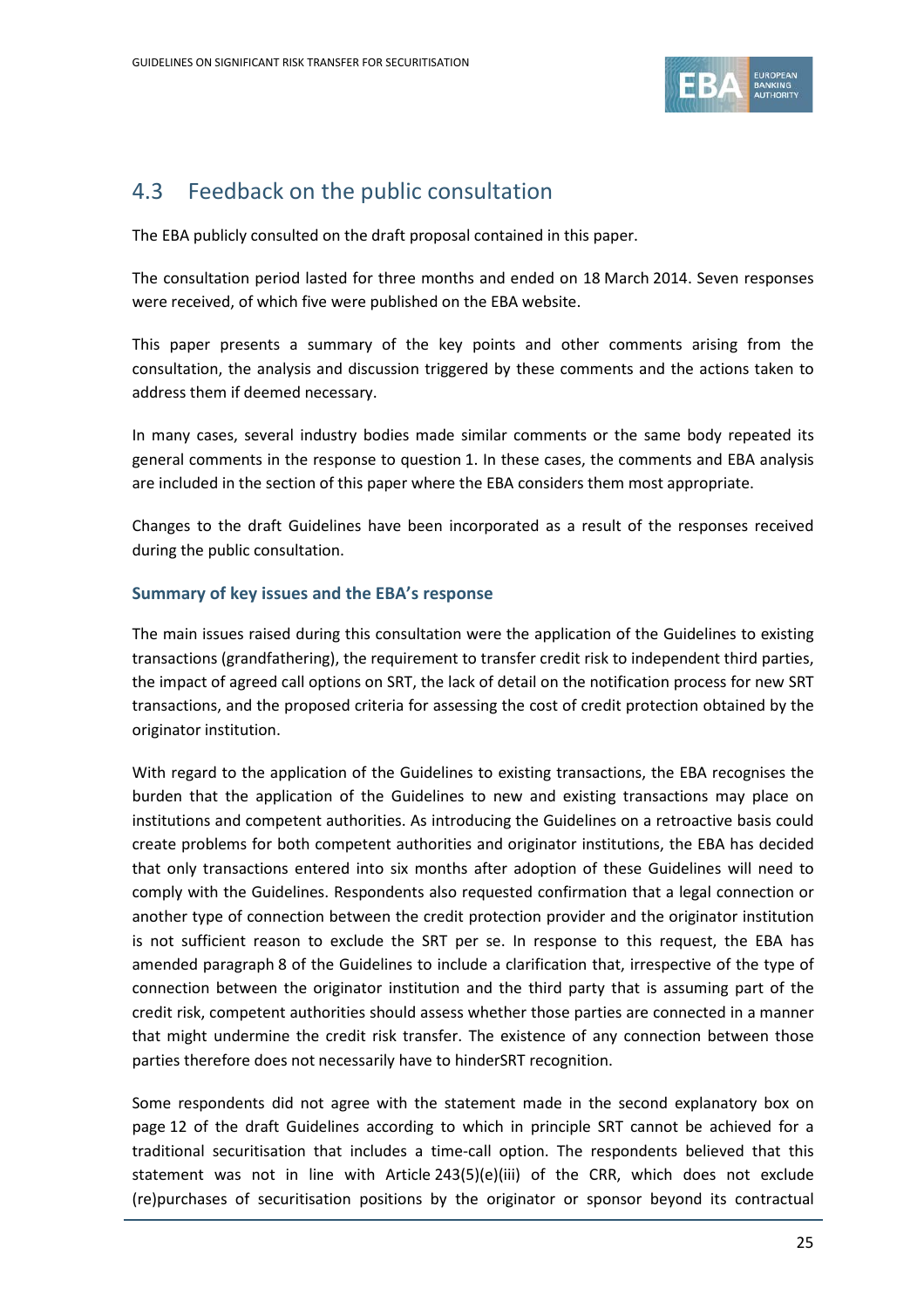## 4.3 Feedback on the public consultation

The EBA publicly consulted on the draft proposal contained in this paper.

The consultation period lasted for three months and ended on 18 March 2014. Seven responses were received, of which five were published on the EBA website.

This paper presents a summary of the key points and other comments arising from the consultation, the analysis and discussion triggered by these comments and the actions taken to address them if deemed necessary.

In many cases, several industry bodies made similar comments or the same body repeated its general comments in the response to question 1. In these cases, the comments and EBA analysis are included in the section of this paper where the EBA considers them most appropriate.

Changes to the draft Guidelines have been incorporated as a result of the responses received during the public consultation.

### Summary of key issues and the EBA's response

The main issues raised during this consultation were the application of the Guidelines to existing transactions (grandfathering), the requirement to transfer credit risk to independent third parties, the impact of agreed call options on SRT, the lack of detail on the notification process for new SRT transactions, and the proposed criteria for assessing the cost of credit protection obtained by the originator institution.

With regard to the application of the Guidelines to existing transactions, the EBA recognises the burden that the application of the Guidelines to new and existing transactions may place on institutions and competent authorities. As introducing the Guidelines on a retroactive basis could create problems for both competent authorities and originator institutions, the EBA has decided that only transactions entered into six months after adoption of these Guidelines will need to comply with the Guidelines. Respondents also requested confirmation that a legal connection or another type of connection between the credit protection provider and the originator institution is not sufficient reason to exclude the SRT per se. In response to this request, the EBA has amended paragraph 8 of the Guidelines to include a clarification that, irrespective of the type of connection between the originator institution and the third party that is assuming part of the credit risk, competent authorities should assess whether those parties are connected in a manner that might undermine the credit risk transfer. The existence of any connection between those parties therefore does not necessarily have to hinderSRT recognition.

Some respondents did not agree with the statement made in the second explanatory box on page 12 of the draft Guidelines according to which in principle SRT cannot be achieved for a traditional securitisation that includes a time-call option. The respondents believed that this statement was not in line with Article 243(5)(e)(iii) of the CRR, which does not exclude (re)purchases of securitisation positions by the originator or sponsor beyond its contractual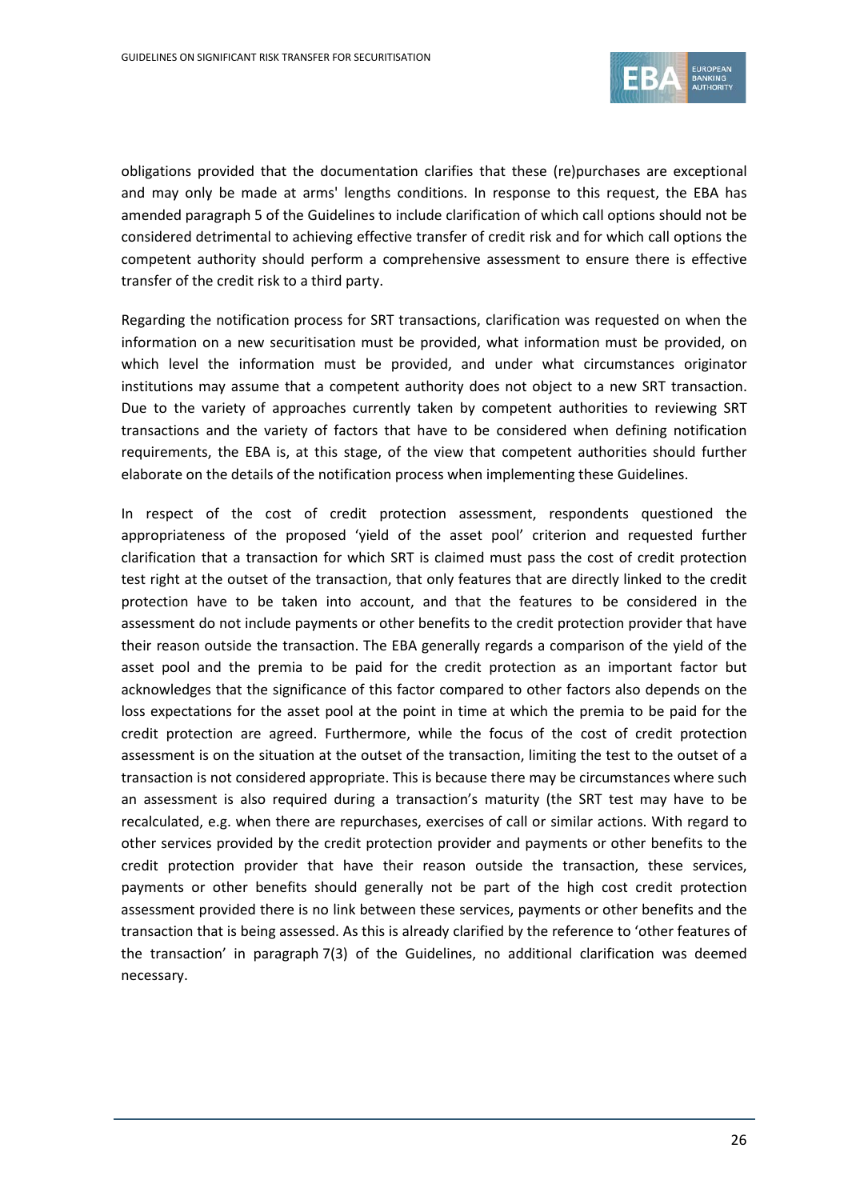obligations provided that the documentation clarifies that these (re)purchases are exceptional and may only be made at arms' lengths conditions. In response to this request, the EBA has amended paragraph 5 of the Guidelines to include clarification of which call options should not be considered detrimental to achieving effective transfer of credit risk and for which call options the competent authority should perform a comprehensive assessment to ensure there is effective transfer of the credit risk to a third party.

Regarding the notification process for SRT transactions, clarification was requested on when the information on a new securitisation must be provided, what information must be provided, on which level the information must be provided, and under what circumstances originator institutions may assume that a competent authority does not object to a new SRT transaction. Due to the variety of approaches currently taken by competent authorities to reviewing SRT transactions and the variety of factors that have to be considered when defining notification requirements, the EBA is, at this stage, of the view that competent authorities should further elaborate on the details of the notification process when implementing these Guidelines.

In respect of the cost of credit protection assessment, respondents questioned the appropriateness of the proposed 'yield of the asset pool' criterion and requested further clarification that a transaction for which SRT is claimed must pass the cost of credit protection test right at the outset of the transaction, that only features that are directly linked to the credit protection have to be taken into account, and that the features to be considered in the assessment do not include payments or other benefits to the credit protection provider that have their reason outside the transaction. The EBA generally regards a comparison of the yield of the asset pool and the premia to be paid for the credit protection as an important factor but acknowledges that the significance of this factor compared to other factors also depends on the loss expectations for the asset pool at the point in time at which the premia to be paid for the credit protection are agreed. Furthermore, while the focus of the cost of credit protection assessment is on the situation at the outset of the transaction, limiting the test to the outset of a transaction is not considered appropriate. This is because there may be circumstances where such an assessment is also required during a transaction's maturity (the SRT test may have to be recalculated, e.g. when there are repurchases, exercises of call or similar actions. With regard to other services provided by the credit protection provider and payments or other benefits to the credit protection provider that have their reason outside the transaction, these services, payments or other benefits should generally not be part of the high cost credit protection assessment provided there is no link between these services, payments or other benefits and the transaction that is being assessed. As this is already clarified by the reference to 'other features of the transaction' in paragraph 7(3) of the Guidelines, no additional clarification was deemed necessary.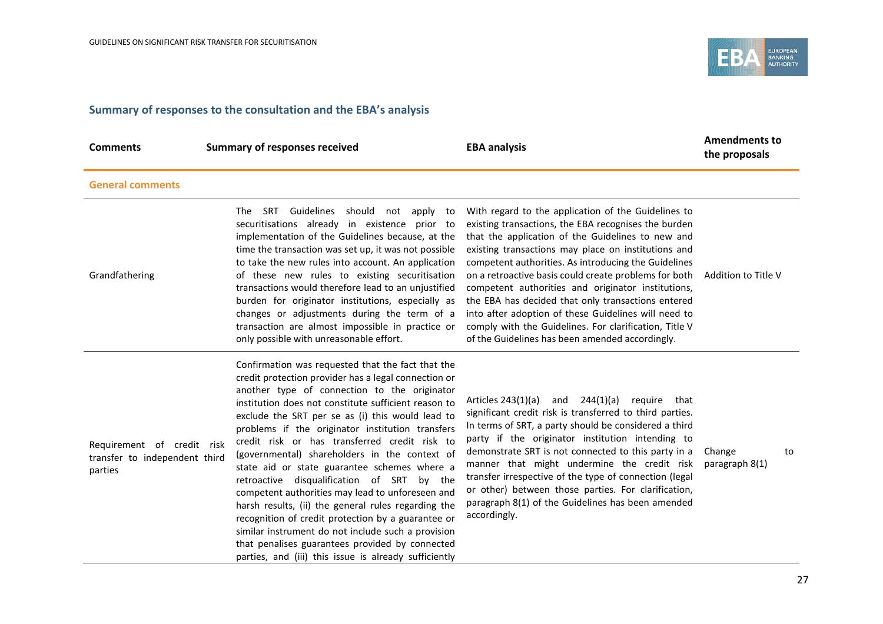## Summary of responses to the consultation and the EBA's analysis

| Comments | Summary of responses received | EBA analysis | Amendments to the proposals |
|---|---|---|---|
| **General comments** | | | |
| Grandfathering | The SRT Guidelines should not apply to securitisations already in existence prior to implementation of the Guidelines because, at the time the transaction was set up, it was not possible to take the new rules into account. An application of these new rules to existing securitisation transactions would therefore lead to an unjustified burden for originator institutions, especially as changes or adjustments during the term of a transaction are almost impossible in practice or only possible with unreasonable effort. | With regard to the application of the Guidelines to existing transactions, the EBA recognises the burden that the application of the Guidelines to new and existing transactions may place on institutions and competent authorities. As introducing the Guidelines on a retroactive basis could create problems for both competent authorities and originator institutions, the EBA has decided that only transactions entered into after adoption of these Guidelines will need to comply with the Guidelines. For clarification, Title V of the Guidelines has been amended accordingly. | Addition to Title V |
| Requirement of credit risk transfer to independent third parties | Confirmation was requested that the fact that the credit protection provider has a legal connection or another type of connection to the originator institution does not constitute sufficient reason to exclude the SRT per se as (i) this would lead to problems if the originator institution transfers credit risk or has transferred credit risk to (governmental) shareholders in the context of state aid or state guarantee schemes where a retroactive disqualification of SRT by the competent authorities may lead to unforeseen and harsh results, (ii) the general rules regarding the recognition of credit protection by a guarantee or similar instrument do not include such a provision that penalises guarantees provided by connected parties, and (iii) this issue is already sufficiently | Articles 243(1)(a) and 244(1)(a) require that significant credit risk is transferred to third parties. In terms of SRT, a party should be considered a third party if the originator institution intending to demonstrate SRT is not connected to this party in a manner that might undermine the credit risk transfer irrespective of the type of connection (legal or other) between those parties. For clarification, paragraph 8(1) of the Guidelines has been amended accordingly. | Change to paragraph 8(1) |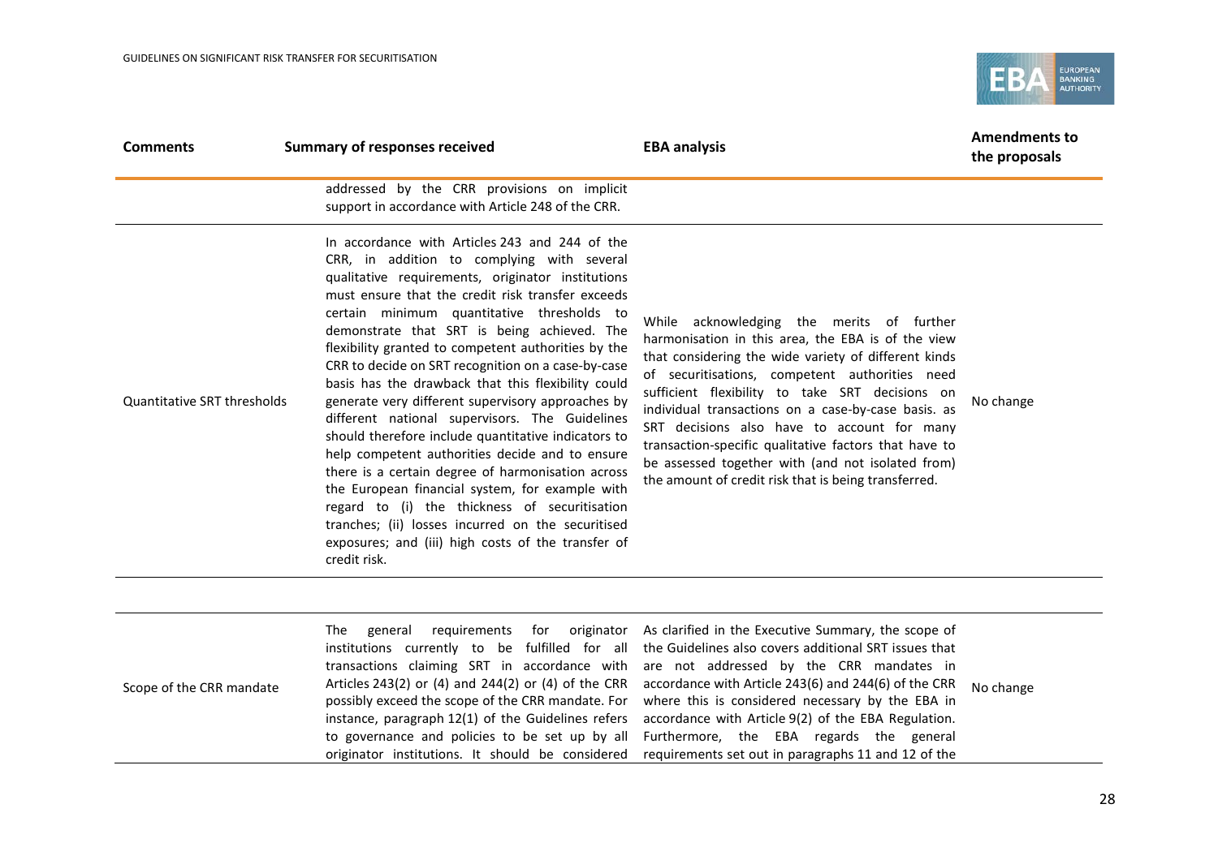| Comments | Summary of responses received | EBA analysis | Amendments to the proposals |
|---|---|---|---|
| | addressed by the CRR provisions on implicit support in accordance with Article 248 of the CRR. | | |
| Quantitative SRT thresholds | In accordance with Articles 243 and 244 of the CRR, in addition to complying with several qualitative requirements, originator institutions must ensure that the credit risk transfer exceeds certain minimum quantitative thresholds to demonstrate that SRT is being achieved. The flexibility granted to competent authorities by the CRR to decide on SRT recognition on a case-by-case basis has the drawback that this flexibility could generate very different supervisory approaches by different national supervisors. The Guidelines should therefore include quantitative indicators to help competent authorities decide and to ensure there is a certain degree of harmonisation across the European financial system, for example with regard to (i) the thickness of securitisation tranches; (ii) losses incurred on the securitised exposures; and (iii) high costs of the transfer of credit risk. | While acknowledging the merits of further harmonisation in this area, the EBA is of the view that considering the wide variety of different kinds of securitisations, competent authorities need sufficient flexibility to take SRT decisions on individual transactions on a case-by-case basis. as SRT decisions also have to account for many transaction-specific qualitative factors that have to be assessed together with (and not isolated from) the amount of credit risk that is being transferred. | No change |
| Scope of the CRR mandate | The general requirements for originator institutions currently to be fulfilled for all transactions claiming SRT in accordance with Articles 243(2) or (4) and 244(2) or (4) of the CRR possibly exceed the scope of the CRR mandate. For instance, paragraph 12(1) of the Guidelines refers to governance and policies to be set up by all originator institutions. It should be considered | As clarified in the Executive Summary, the scope of the Guidelines also covers additional SRT issues that are not addressed by the CRR mandates in accordance with Article 243(6) and 244(6) of the CRR where this is considered necessary by the EBA in accordance with Article 9(2) of the EBA Regulation. Furthermore, the EBA regards the general requirements set out in paragraphs 11 and 12 of the | No change |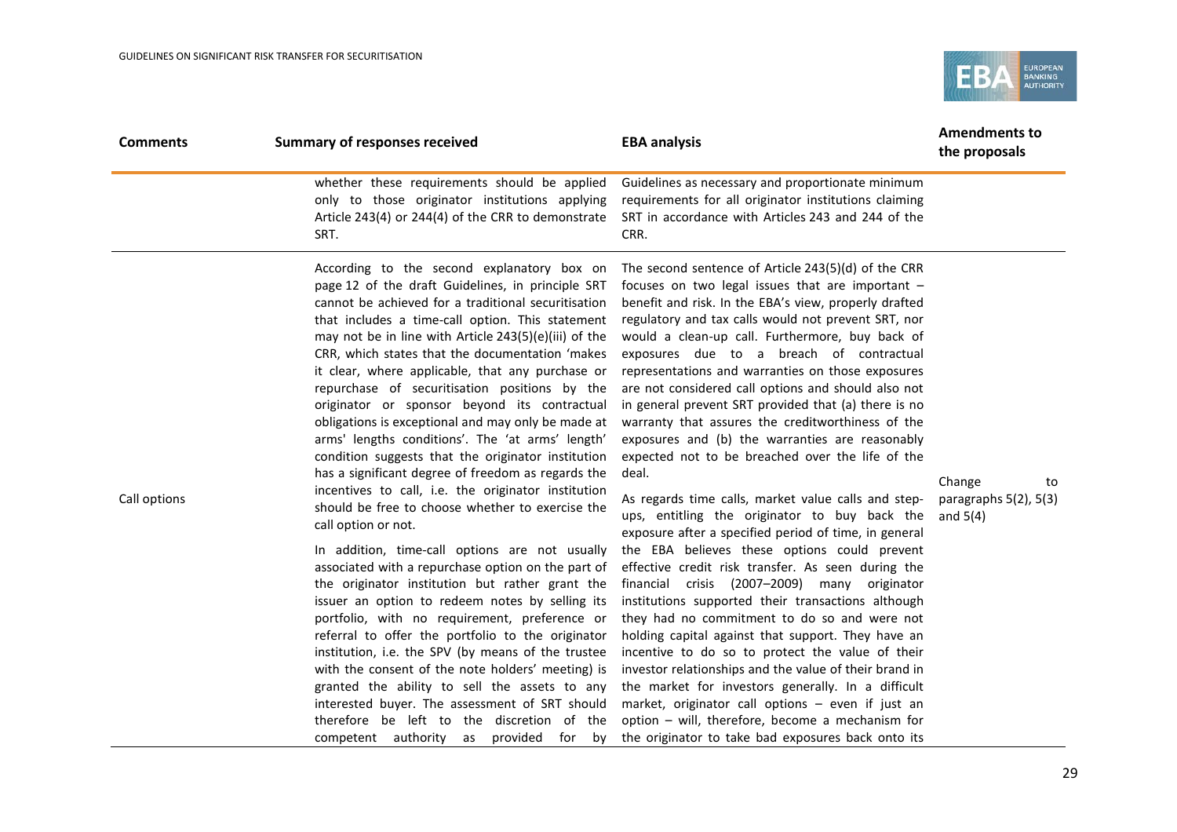| Comments | Summary of responses received | EBA analysis | Amendments to the proposals |
|---|---|---|---|
| | whether these requirements should be applied only to those originator institutions applying Article 243(4) or 244(4) of the CRR to demonstrate SRT. | Guidelines as necessary and proportionate minimum requirements for all originator institutions claiming SRT in accordance with Articles 243 and 244 of the CRR. | |
| Call options | According to the second explanatory box on page 12 of the draft Guidelines, in principle SRT cannot be achieved for a traditional securitisation that includes a time-call option. This statement may not be in line with Article 243(5)(e)(iii) of the CRR, which states that the documentation 'makes it clear, where applicable, that any purchase or repurchase of securitisation positions by the originator or sponsor beyond its contractual obligations is exceptional and may only be made at arms' lengths conditions'. The 'at arms' length' condition suggests that the originator institution has a significant degree of freedom as regards the incentives to call, i.e. the originator institution should be free to choose whether to exercise the call option or not.<br><br>In addition, time-call options are not usually associated with a repurchase option on the part of the originator institution but rather grant the issuer an option to redeem notes by selling its portfolio, with no requirement, preference or referral to offer the portfolio to the originator institution, i.e. the SPV (by means of the trustee with the consent of the note holders' meeting) is granted the ability to sell the assets to any interested buyer. The assessment of SRT should therefore be left to the discretion of the competent authority as provided for by | The second sentence of Article 243(5)(d) of the CRR focuses on two legal issues that are important – benefit and risk. In the EBA's view, properly drafted regulatory and tax calls would not prevent SRT, nor would a clean-up call. Furthermore, buy back of exposures due to a breach of contractual representations and warranties on those exposures are not considered call options and should also not in general prevent SRT provided that (a) there is no warranty that assures the creditworthiness of the exposures and (b) the warranties are reasonably expected not to be breached over the life of the deal.<br><br>As regards time calls, market value calls and step-ups, entitling the originator to buy back the exposure after a specified period of time, in general the EBA believes these options could prevent effective credit risk transfer. As seen during the financial crisis (2007–2009) many originator institutions supported their transactions although they had no commitment to do so and were not holding capital against that support. They have an incentive to do so to protect the value of their investor relationships and the value of their brand in the market for investors generally. In a difficult market, originator call options – even if just an option – will, therefore, become a mechanism for the originator to take bad exposures back onto its | Change to paragraphs 5(2), 5(3) and 5(4) |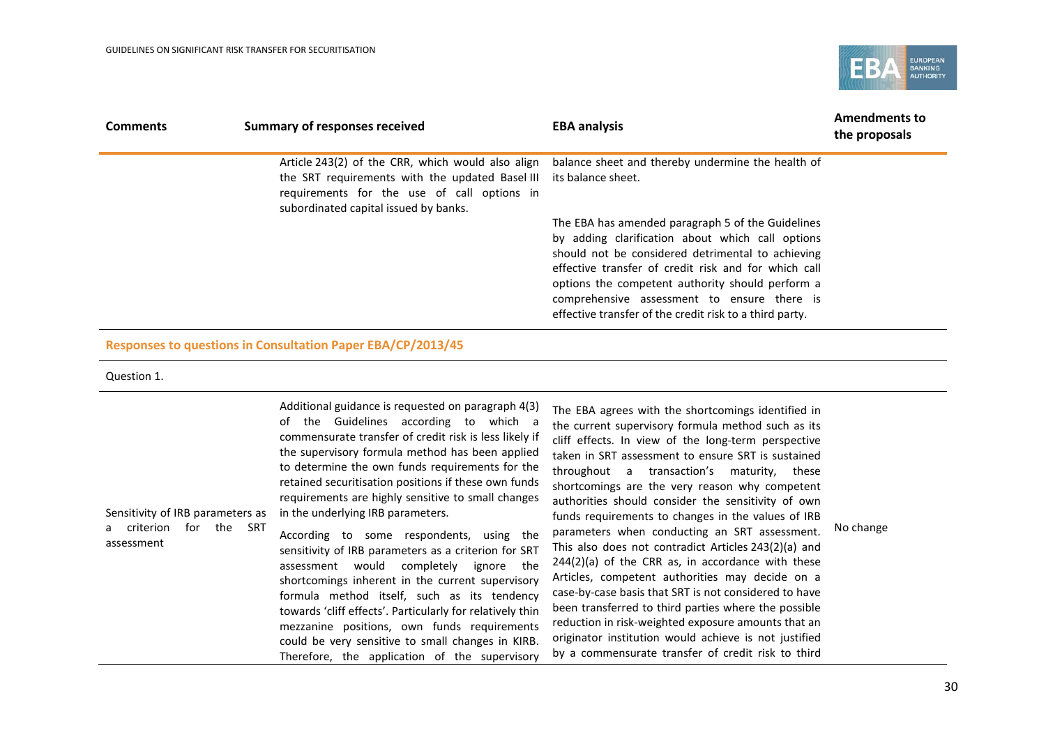| Comments | Summary of responses received | EBA analysis | Amendments to the proposals |
|---|---|---|---|
| | Article 243(2) of the CRR, which would also align the SRT requirements with the updated Basel III requirements for the use of call options in subordinated capital issued by banks. | balance sheet and thereby undermine the health of its balance sheet.<br><br>The EBA has amended paragraph 5 of the Guidelines by adding clarification about which call options should not be considered detrimental to achieving effective transfer of credit risk and for which call options the competent authority should perform a comprehensive assessment to ensure there is effective transfer of the credit risk to a third party. | |

**Responses to questions in Consultation Paper EBA/CP/2013/45**

Question 1.

| Comments | Summary of responses received | EBA analysis | Amendments to the proposals |
|---|---|---|---|
| Sensitivity of IRB parameters as a criterion for the SRT assessment | Additional guidance is requested on paragraph 4(3) of the Guidelines according to which a commensurate transfer of credit risk is less likely if the supervisory formula method has been applied to determine the own funds requirements for the retained securitisation positions if these own funds requirements are highly sensitive to small changes in the underlying IRB parameters.<br><br>According to some respondents, using the sensitivity of IRB parameters as a criterion for SRT assessment would completely ignore the shortcomings inherent in the current supervisory formula method itself, such as its tendency towards 'cliff effects'. Particularly for relatively thin mezzanine positions, own funds requirements could be very sensitive to small changes in KIRB. Therefore, the application of the supervisory | The EBA agrees with the shortcomings identified in the current supervisory formula method such as its cliff effects. In view of the long-term perspective taken in SRT assessment to ensure SRT is sustained throughout a transaction's maturity, these shortcomings are the very reason why competent authorities should consider the sensitivity of own funds requirements to changes in the values of IRB parameters when conducting an SRT assessment. This also does not contradict Articles 243(2)(a) and 244(2)(a) of the CRR as, in accordance with these Articles, competent authorities may decide on a case-by-case basis that SRT is not considered to have been transferred to third parties where the possible reduction in risk-weighted exposure amounts that an originator institution would achieve is not justified by a commensurate transfer of credit risk to third | No change |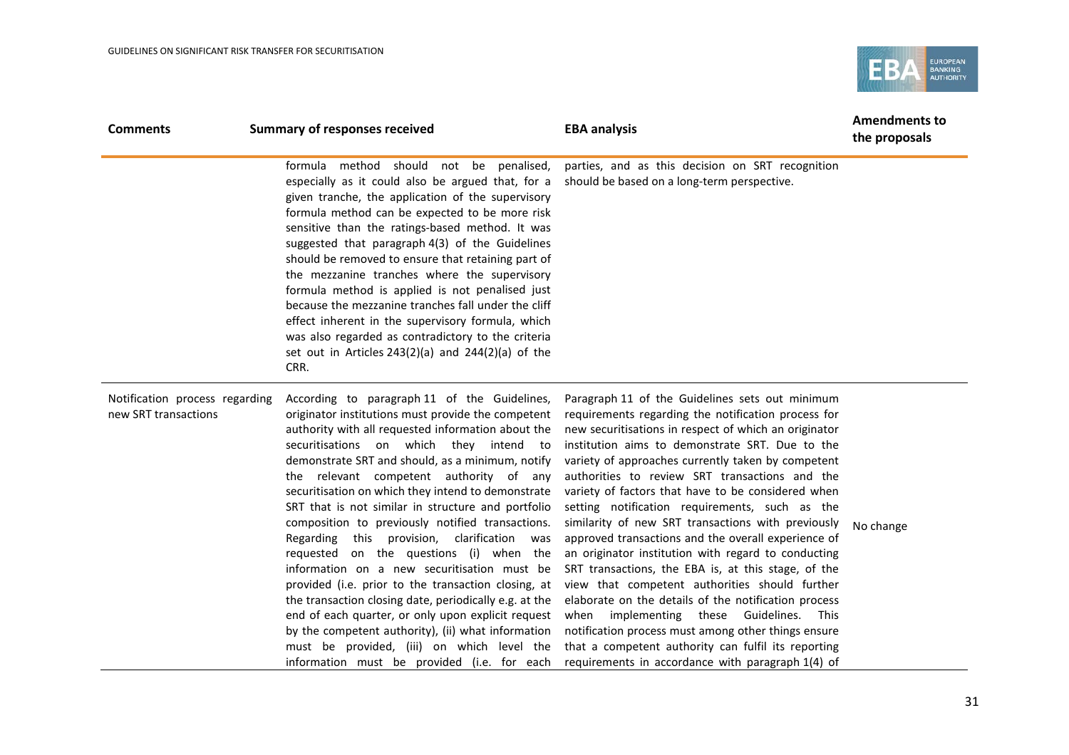| Comments | Summary of responses received | EBA analysis | Amendments to the proposals |
|---|---|---|---|
| | formula method should not be penalised, especially as it could also be argued that, for a given tranche, the application of the supervisory formula method can be expected to be more risk sensitive than the ratings-based method. It was suggested that paragraph 4(3) of the Guidelines should be removed to ensure that retaining part of the mezzanine tranches where the supervisory formula method is applied is not penalised just because the mezzanine tranches fall under the cliff effect inherent in the supervisory formula, which was also regarded as contradictory to the criteria set out in Articles 243(2)(a) and 244(2)(a) of the CRR. | parties, and as this decision on SRT recognition should be based on a long-term perspective. | |
| Notification process regarding new SRT transactions | According to paragraph 11 of the Guidelines, originator institutions must provide the competent authority with all requested information about the securitisations on which they intend to demonstrate SRT and should, as a minimum, notify the relevant competent authority of any securitisation on which they intend to demonstrate SRT that is not similar in structure and portfolio composition to previously notified transactions. Regarding this provision, clarification was requested on the questions (i) when the information on a new securitisation must be provided (i.e. prior to the transaction closing, at the transaction closing date, periodically e.g. at the end of each quarter, or only upon explicit request by the competent authority), (ii) what information must be provided, (iii) on which level the information must be provided (i.e. for each | Paragraph 11 of the Guidelines sets out minimum requirements regarding the notification process for new securitisations in respect of which an originator institution aims to demonstrate SRT. Due to the variety of approaches currently taken by competent authorities to review SRT transactions and the variety of factors that have to be considered when setting notification requirements, such as the similarity of new SRT transactions with previously approved transactions and the overall experience of an originator institution with regard to conducting SRT transactions, the EBA is, at this stage, of the view that competent authorities should further elaborate on the details of the notification process when implementing these Guidelines. This notification process must among other things ensure that a competent authority can fulfil its reporting requirements in accordance with paragraph 1(4) of | No change |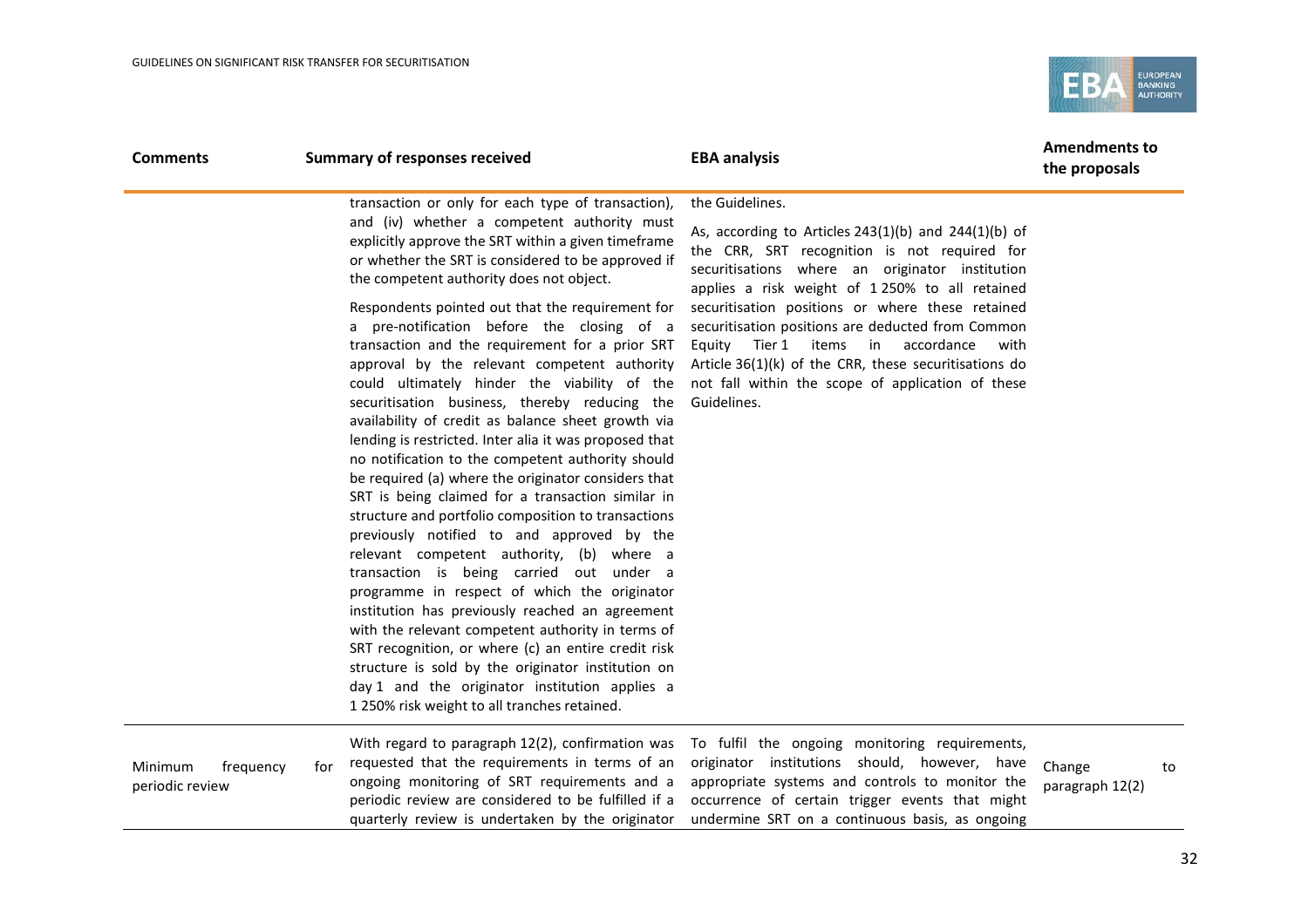| Comments | Summary of responses received | EBA analysis | Amendments to the proposals |
|---|---|---|---|
| | transaction or only for each type of transaction), and (iv) whether a competent authority must explicitly approve the SRT within a given timeframe or whether the SRT is considered to be approved if the competent authority does not object.<br><br>Respondents pointed out that the requirement for a pre-notification before the closing of a transaction and the requirement for a prior SRT approval by the relevant competent authority could ultimately hinder the viability of the securitisation business, thereby reducing the availability of credit as balance sheet growth via lending is restricted. Inter alia it was proposed that no notification to the competent authority should be required (a) where the originator considers that SRT is being claimed for a transaction similar in structure and portfolio composition to transactions previously notified to and approved by the relevant competent authority, (b) where a transaction is being carried out under a programme in respect of which the originator institution has previously reached an agreement with the relevant competent authority in terms of SRT recognition, or where (c) an entire credit risk structure is sold by the originator institution on day 1 and the originator institution applies a 1 250% risk weight to all tranches retained. | the Guidelines.<br><br>As, according to Articles 243(1)(b) and 244(1)(b) of the CRR, SRT recognition is not required for securitisations where an originator institution applies a risk weight of 1 250% to all retained securitisation positions or where these retained securitisation positions are deducted from Common Equity Tier 1 items in accordance with Article 36(1)(k) of the CRR, these securitisations do not fall within the scope of application of these Guidelines. | |
| Minimum frequency for periodic review | With regard to paragraph 12(2), confirmation was requested that the requirements in terms of an ongoing monitoring of SRT requirements and a periodic review are considered to be fulfilled if a quarterly review is undertaken by the originator | To fulfil the ongoing monitoring requirements, originator institutions should, however, have appropriate systems and controls to monitor the occurrence of certain trigger events that might undermine SRT on a continuous basis, as ongoing | Change to paragraph 12(2) |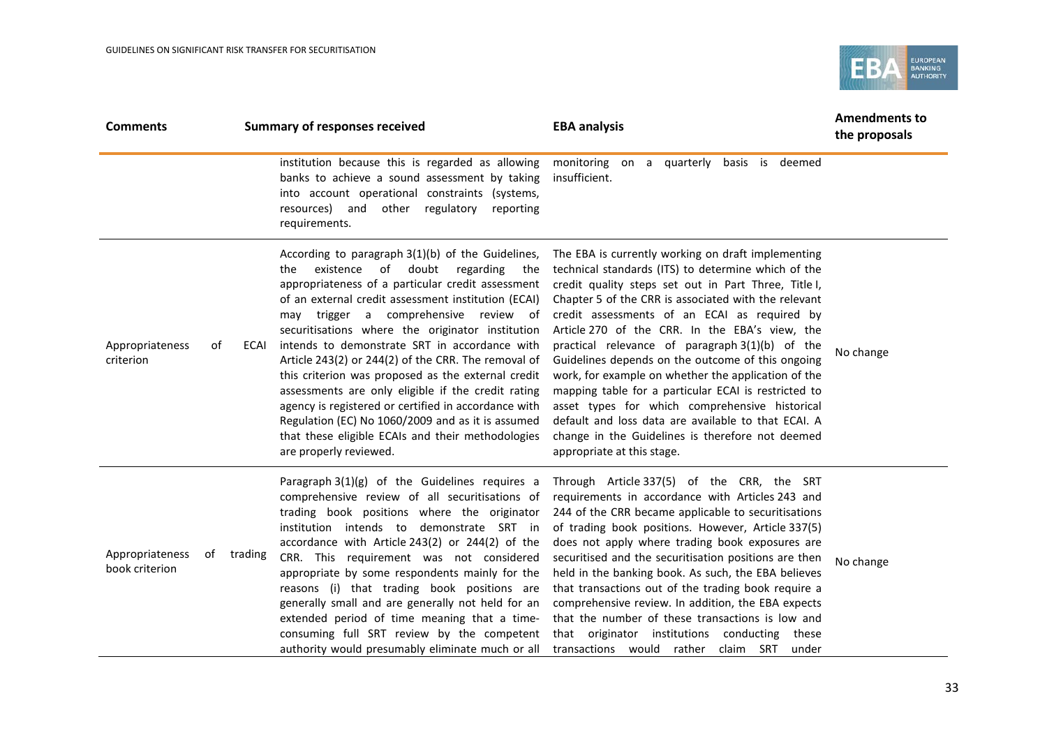| Comments | Summary of responses received | EBA analysis | Amendments to the proposals |
|---|---|---|---|
| | institution because this is regarded as allowing banks to achieve a sound assessment by taking into account operational constraints (systems, resources) and other regulatory reporting requirements. | monitoring on a quarterly basis is deemed insufficient. | |
| Appropriateness of ECAI criterion | According to paragraph 3(1)(b) of the Guidelines, the existence of doubt regarding the appropriateness of a particular credit assessment of an external credit assessment institution (ECAI) may trigger a comprehensive review of securitisations where the originator institution intends to demonstrate SRT in accordance with Article 243(2) or 244(2) of the CRR. The removal of this criterion was proposed as the external credit assessments are only eligible if the credit rating agency is registered or certified in accordance with Regulation (EC) No 1060/2009 and as it is assumed that these eligible ECAIs and their methodologies are properly reviewed. | The EBA is currently working on draft implementing technical standards (ITS) to determine which of the credit quality steps set out in Part Three, Title I, Chapter 5 of the CRR is associated with the relevant credit assessments of an ECAI as required by Article 270 of the CRR. In the EBA's view, the practical relevance of paragraph 3(1)(b) of the Guidelines depends on the outcome of this ongoing work, for example on whether the application of the mapping table for a particular ECAI is restricted to asset types for which comprehensive historical default and loss data are available to that ECAI. A change in the Guidelines is therefore not deemed appropriate at this stage. | No change |
| Appropriateness of trading book criterion | Paragraph 3(1)(g) of the Guidelines requires a comprehensive review of all securitisations of trading book positions where the originator institution intends to demonstrate SRT in accordance with Article 243(2) or 244(2) of the CRR. This requirement was not considered appropriate by some respondents mainly for the reasons (i) that trading book positions are generally small and are generally not held for an extended period of time meaning that a time-consuming full SRT review by the competent authority would presumably eliminate much or all | Through Article 337(5) of the CRR, the SRT requirements in accordance with Articles 243 and 244 of the CRR became applicable to securitisations of trading book positions. However, Article 337(5) does not apply where trading book exposures are securitised and the securitisation positions are then held in the banking book. As such, the EBA believes that transactions out of the trading book require a comprehensive review. In addition, the EBA expects that the number of these transactions is low and that originator institutions conducting these transactions would rather claim SRT under | No change |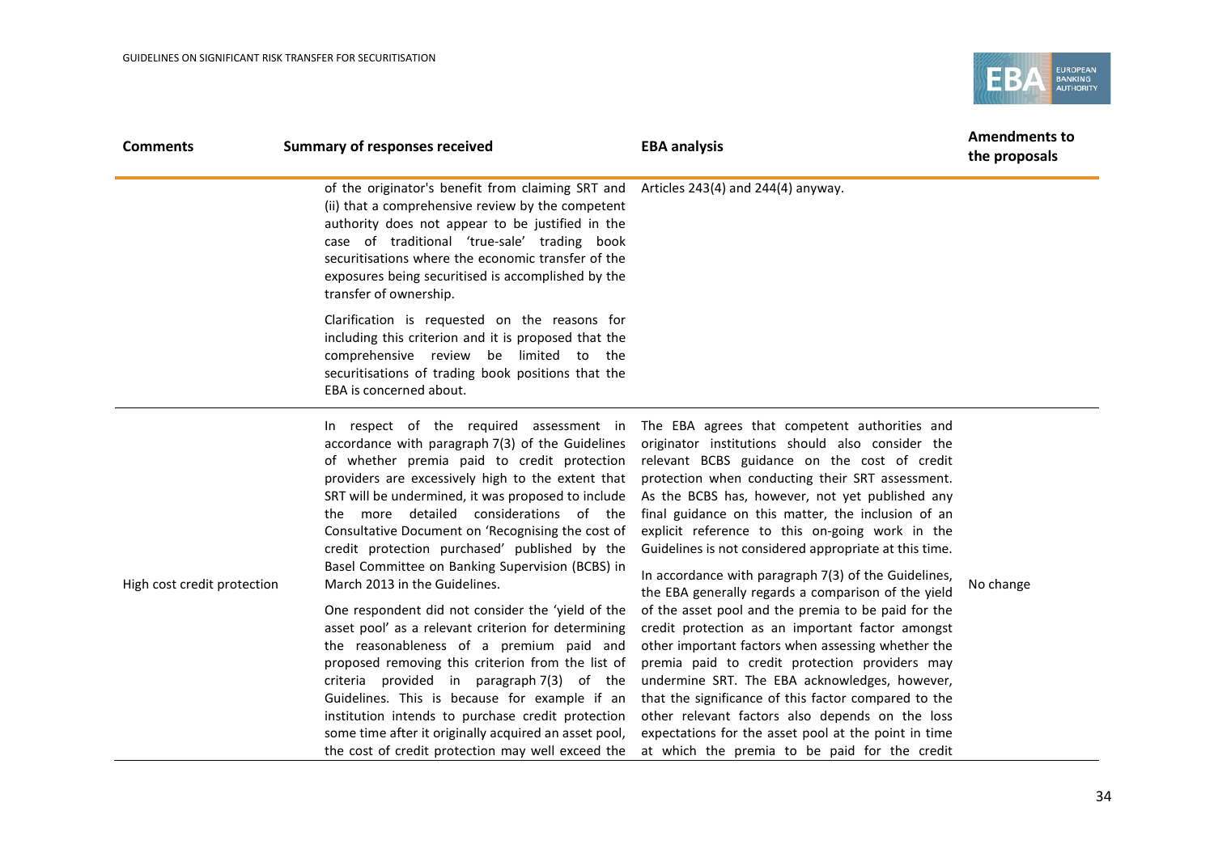| Comments | Summary of responses received | EBA analysis | Amendments to the proposals |
|---|---|---|---|
| | of the originator's benefit from claiming SRT and (ii) that a comprehensive review by the competent authority does not appear to be justified in the case of traditional 'true-sale' trading book securitisations where the economic transfer of the exposures being securitised is accomplished by the transfer of ownership.<br><br>Clarification is requested on the reasons for including this criterion and it is proposed that the comprehensive review be limited to the securitisations of trading book positions that the EBA is concerned about. | Articles 243(4) and 244(4) anyway. | |
| High cost credit protection | In respect of the required assessment in accordance with paragraph 7(3) of the Guidelines of whether premia paid to credit protection providers are excessively high to the extent that SRT will be undermined, it was proposed to include the more detailed considerations of the Consultative Document on 'Recognising the cost of credit protection purchased' published by the Basel Committee on Banking Supervision (BCBS) in March 2013 in the Guidelines.<br><br>One respondent did not consider the 'yield of the asset pool' as a relevant criterion for determining the reasonableness of a premium paid and proposed removing this criterion from the list of criteria provided in paragraph 7(3) of the Guidelines. This is because for example if an institution intends to purchase credit protection some time after it originally acquired an asset pool, the cost of credit protection may well exceed the | The EBA agrees that competent authorities and originator institutions should also consider the relevant BCBS guidance on the cost of credit protection when conducting their SRT assessment. As the BCBS has, however, not yet published any final guidance on this matter, the inclusion of an explicit reference to this on-going work in the Guidelines is not considered appropriate at this time.<br><br>In accordance with paragraph 7(3) of the Guidelines, the EBA generally regards a comparison of the yield of the asset pool and the premia to be paid for the credit protection as an important factor amongst other important factors when assessing whether the premia paid to credit protection providers may undermine SRT. The EBA acknowledges, however, that the significance of this factor compared to the other relevant factors also depends on the loss expectations for the asset pool at the point in time at which the premia to be paid for the credit | No change |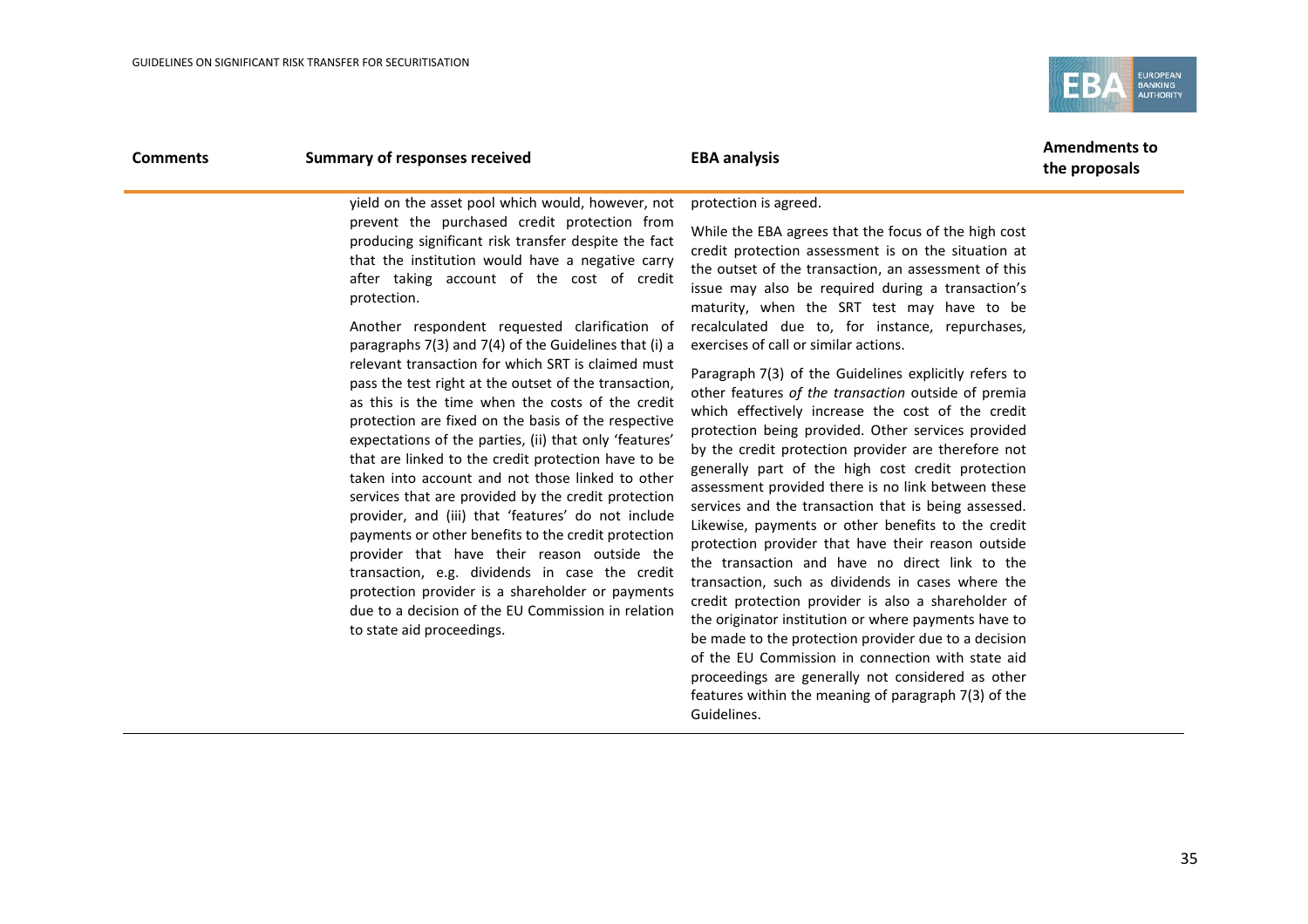| Comments | Summary of responses received | EBA analysis | Amendments to the proposals |
|---|---|---|---|
| | yield on the asset pool which would, however, not prevent the purchased credit protection from producing significant risk transfer despite the fact that the institution would have a negative carry after taking account of the cost of credit protection.<br><br>Another respondent requested clarification of paragraphs 7(3) and 7(4) of the Guidelines that (i) a relevant transaction for which SRT is claimed must pass the test right at the outset of the transaction, as this is the time when the costs of the credit protection are fixed on the basis of the respective expectations of the parties, (ii) that only 'features' that are linked to the credit protection have to be taken into account and not those linked to other services that are provided by the credit protection provider, and (iii) that 'features' do not include payments or other benefits to the credit protection provider that have their reason outside the transaction, e.g. dividends in case the credit protection provider is a shareholder or payments due to a decision of the EU Commission in relation to state aid proceedings. | protection is agreed.<br><br>While the EBA agrees that the focus of the high cost credit protection assessment is on the situation at the outset of the transaction, an assessment of this issue may also be required during a transaction's maturity, when the SRT test may have to be recalculated due to, for instance, repurchases, exercises of call or similar actions.<br><br>Paragraph 7(3) of the Guidelines explicitly refers to other features *of the transaction* outside of premia which effectively increase the cost of the credit protection being provided. Other services provided by the credit protection provider are therefore not generally part of the high cost credit protection assessment provided there is no link between these services and the transaction that is being assessed. Likewise, payments or other benefits to the credit protection provider that have their reason outside the transaction and have no direct link to the transaction, such as dividends in cases where the credit protection provider is also a shareholder of the originator institution or where payments have to be made to the protection provider due to a decision of the EU Commission in connection with state aid proceedings are generally not considered as other features within the meaning of paragraph 7(3) of the Guidelines. | |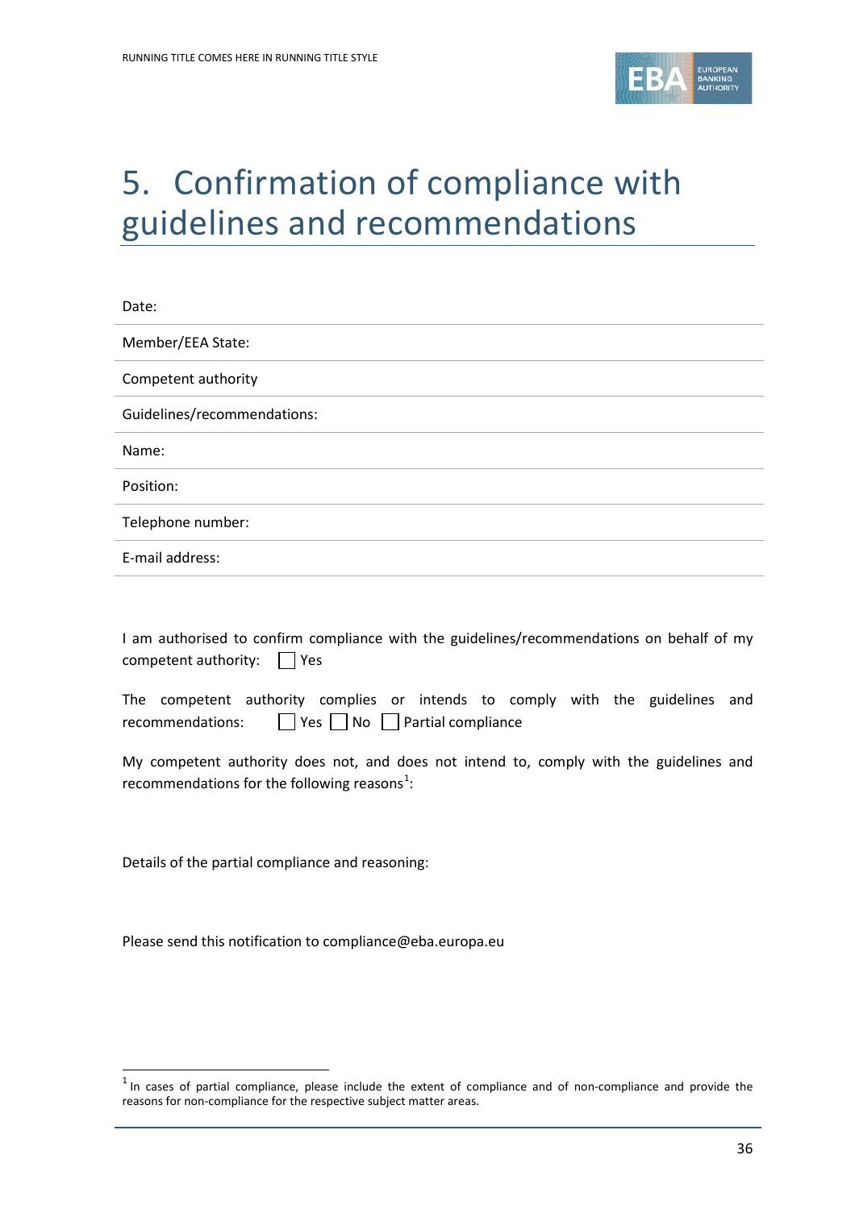# 5. Confirmation of compliance with guidelines and recommendations

| | |
|---|---|
| Date: | |
| Member/EEA State: | |
| Competent authority | |
| Guidelines/recommendations: | |
| Name: | |
| Position: | |
| Telephone number: | |
| E-mail address: | |

I am authorised to confirm compliance with the guidelines/recommendations on behalf of my competent authority: ☐ Yes

The competent authority complies or intends to comply with the guidelines and recommendations: ☐ Yes ☐ No ☐ Partial compliance

My competent authority does not, and does not intend to, comply with the guidelines and recommendations for the following reasons[1]:

Details of the partial compliance and reasoning:

Please send this notification to compliance@eba.europa.eu

[1] In cases of partial compliance, please include the extent of compliance and of non-compliance and provide the reasons for non-compliance for the respective subject matter areas.